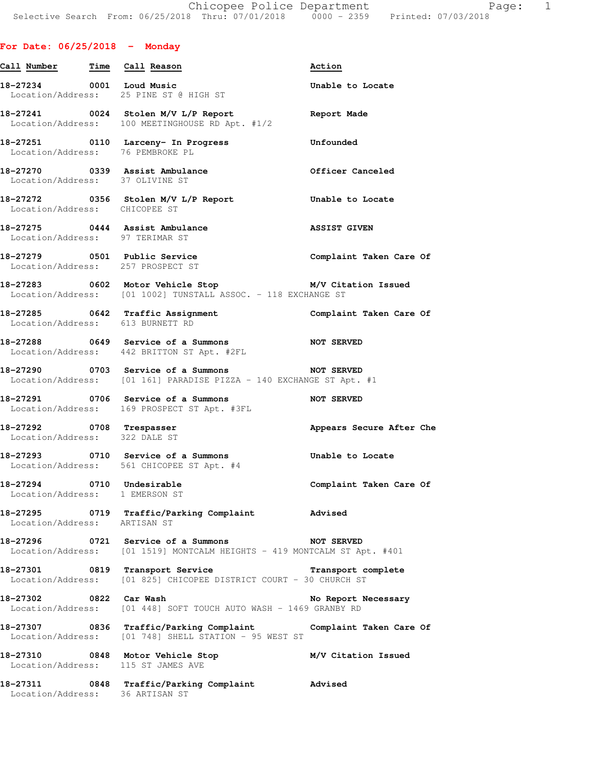## For Date: 06/25/2018 - Monday

| Call Number | Time | Call Reason | Action |
|---|---|---|---|
| 18-27234 | 0001 | Loud Music<br>Location/Address: 25 PINE ST @ HIGH ST | Unable to Locate |
| 18-27241 | 0024 | Stolen M/V L/P Report<br>Location/Address: 100 MEETINGHOUSE RD Apt. #1/2 | Report Made |
| 18-27251 | 0110 | Larceny- In Progress<br>Location/Address: 76 PEMBROKE PL | Unfounded |
| 18-27270 | 0339 | Assist Ambulance<br>Location/Address: 37 OLIVINE ST | Officer Canceled |
| 18-27272 | 0356 | Stolen M/V L/P Report<br>Location/Address: CHICOPEE ST | Unable to Locate |
| 18-27275 | 0444 | Assist Ambulance<br>Location/Address: 97 TERIMAR ST | ASSIST GIVEN |
| 18-27279 | 0501 | Public Service<br>Location/Address: 257 PROSPECT ST | Complaint Taken Care Of |
| 18-27283 | 0602 | Motor Vehicle Stop<br>Location/Address: [01 1002] TUNSTALL ASSOC. - 118 EXCHANGE ST | M/V Citation Issued |
| 18-27285 | 0642 | Traffic Assignment<br>Location/Address: 613 BURNETT RD | Complaint Taken Care Of |
| 18-27288 | 0649 | Service of a Summons<br>Location/Address: 442 BRITTON ST Apt. #2FL | NOT SERVED |
| 18-27290 | 0703 | Service of a Summons<br>Location/Address: [01 161] PARADISE PIZZA - 140 EXCHANGE ST Apt. #1 | NOT SERVED |
| 18-27291 | 0706 | Service of a Summons<br>Location/Address: 169 PROSPECT ST Apt. #3FL | NOT SERVED |
| 18-27292 | 0708 | Trespasser<br>Location/Address: 322 DALE ST | Appears Secure After Che |
| 18-27293 | 0710 | Service of a Summons<br>Location/Address: 561 CHICOPEE ST Apt. #4 | Unable to Locate |
| 18-27294 | 0710 | Undesirable<br>Location/Address: 1 EMERSON ST | Complaint Taken Care Of |
| 18-27295 | 0719 | Traffic/Parking Complaint<br>Location/Address: ARTISAN ST | Advised |
| 18-27296 | 0721 | Service of a Summons<br>Location/Address: [01 1519] MONTCALM HEIGHTS - 419 MONTCALM ST Apt. #401 | NOT SERVED |
| 18-27301 | 0819 | Transport Service<br>Location/Address: [01 825] CHICOPEE DISTRICT COURT - 30 CHURCH ST | Transport complete |
| 18-27302 | 0822 | Car Wash<br>Location/Address: [01 448] SOFT TOUCH AUTO WASH - 1469 GRANBY RD | No Report Necessary |
| 18-27307 | 0836 | Traffic/Parking Complaint<br>Location/Address: [01 748] SHELL STATION - 95 WEST ST | Complaint Taken Care Of |
| 18-27310 | 0848 | Motor Vehicle Stop<br>Location/Address: 115 ST JAMES AVE | M/V Citation Issued |
| 18-27311 | 0848 | Traffic/Parking Complaint<br>Location/Address: 36 ARTISAN ST | Advised |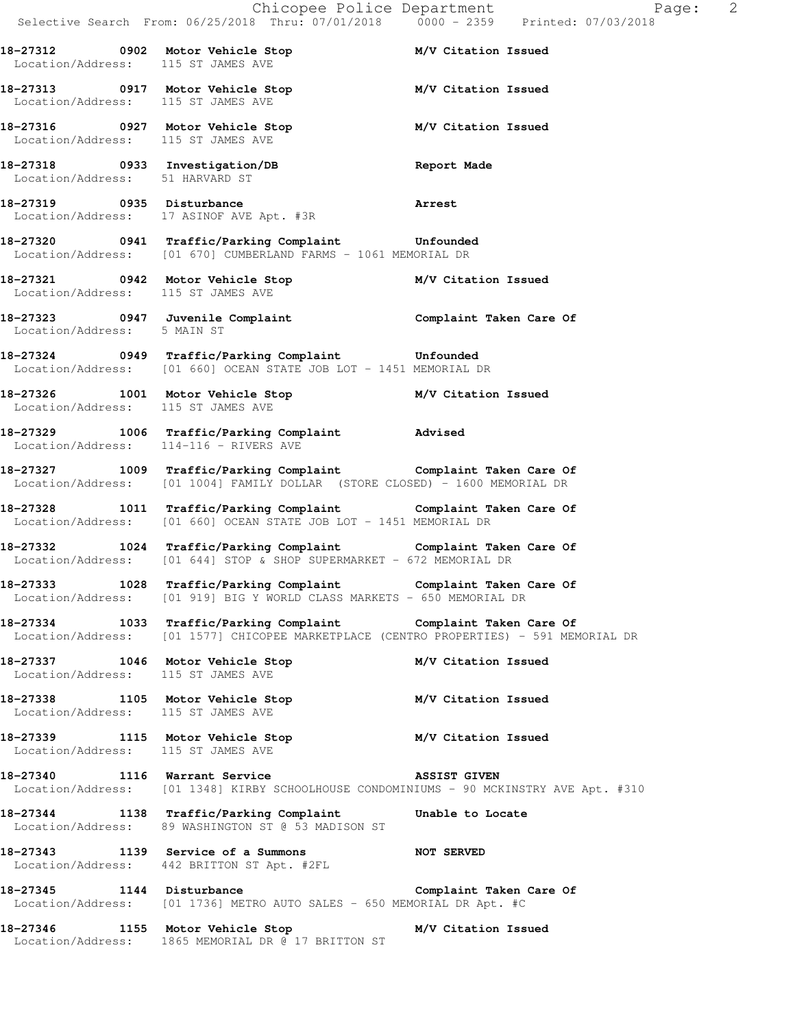**18-27312 0902 Motor Vehicle Stop M/V Citation Issued**
Location/Address: 115 ST JAMES AVE

**18-27313 0917 Motor Vehicle Stop M/V Citation Issued**
Location/Address: 115 ST JAMES AVE

**18-27316 0927 Motor Vehicle Stop M/V Citation Issued**
Location/Address: 115 ST JAMES AVE

**18-27318 0933 Investigation/DB Report Made**
Location/Address: 51 HARVARD ST

**18-27319 0935 Disturbance Arrest**
Location/Address: 17 ASINOF AVE Apt. #3R

**18-27320 0941 Traffic/Parking Complaint Unfounded**
Location/Address: [01 670] CUMBERLAND FARMS - 1061 MEMORIAL DR

**18-27321 0942 Motor Vehicle Stop M/V Citation Issued**
Location/Address: 115 ST JAMES AVE

**18-27323 0947 Juvenile Complaint Complaint Taken Care Of**
Location/Address: 5 MAIN ST

**18-27324 0949 Traffic/Parking Complaint Unfounded**
Location/Address: [01 660] OCEAN STATE JOB LOT - 1451 MEMORIAL DR

**18-27326 1001 Motor Vehicle Stop M/V Citation Issued**
Location/Address: 115 ST JAMES AVE

**18-27329 1006 Traffic/Parking Complaint Advised**
Location/Address: 114-116 - RIVERS AVE

**18-27327 1009 Traffic/Parking Complaint Complaint Taken Care Of**
Location/Address: [01 1004] FAMILY DOLLAR (STORE CLOSED) - 1600 MEMORIAL DR

**18-27328 1011 Traffic/Parking Complaint Complaint Taken Care Of**
Location/Address: [01 660] OCEAN STATE JOB LOT - 1451 MEMORIAL DR

**18-27332 1024 Traffic/Parking Complaint Complaint Taken Care Of**
Location/Address: [01 644] STOP & SHOP SUPERMARKET - 672 MEMORIAL DR

**18-27333 1028 Traffic/Parking Complaint Complaint Taken Care Of**
Location/Address: [01 919] BIG Y WORLD CLASS MARKETS - 650 MEMORIAL DR

**18-27334 1033 Traffic/Parking Complaint Complaint Taken Care Of**
Location/Address: [01 1577] CHICOPEE MARKETPLACE (CENTRO PROPERTIES) - 591 MEMORIAL DR

**18-27337 1046 Motor Vehicle Stop M/V Citation Issued**
Location/Address: 115 ST JAMES AVE

**18-27338 1105 Motor Vehicle Stop M/V Citation Issued**
Location/Address: 115 ST JAMES AVE

**18-27339 1115 Motor Vehicle Stop M/V Citation Issued**
Location/Address: 115 ST JAMES AVE

**18-27340 1116 Warrant Service ASSIST GIVEN**
Location/Address: [01 1348] KIRBY SCHOOLHOUSE CONDOMINIUMS - 90 MCKINSTRY AVE Apt. #310

**18-27344 1138 Traffic/Parking Complaint Unable to Locate**
Location/Address: 89 WASHINGTON ST @ 53 MADISON ST

**18-27343 1139 Service of a Summons NOT SERVED**
Location/Address: 442 BRITTON ST Apt. #2FL

**18-27345 1144 Disturbance Complaint Taken Care Of**
Location/Address: [01 1736] METRO AUTO SALES - 650 MEMORIAL DR Apt. #C

**18-27346 1155 Motor Vehicle Stop M/V Citation Issued**
Location/Address: 1865 MEMORIAL DR @ 17 BRITTON ST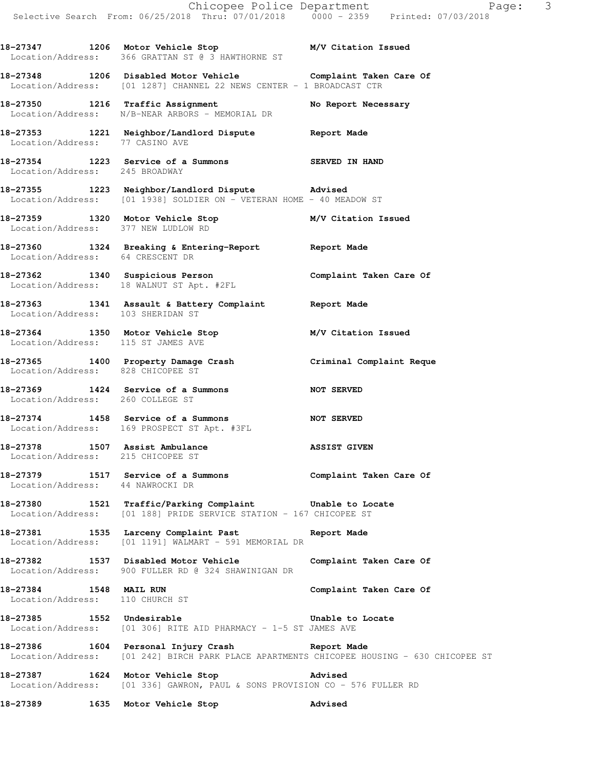**18-27347 1206 Motor Vehicle Stop M/V Citation Issued**
Location/Address: 366 GRATTAN ST @ 3 HAWTHORNE ST

**18-27348 1206 Disabled Motor Vehicle Complaint Taken Care Of**
Location/Address: [01 1287] CHANNEL 22 NEWS CENTER - 1 BROADCAST CTR

**18-27350 1216 Traffic Assignment No Report Necessary**
Location/Address: N/B-NEAR ARBORS - MEMORIAL DR

**18-27353 1221 Neighbor/Landlord Dispute Report Made**
Location/Address: 77 CASINO AVE

**18-27354 1223 Service of a Summons SERVED IN HAND**
Location/Address: 245 BROADWAY

**18-27355 1223 Neighbor/Landlord Dispute Advised**
Location/Address: [01 1938] SOLDIER ON - VETERAN HOME - 40 MEADOW ST

**18-27359 1320 Motor Vehicle Stop M/V Citation Issued**
Location/Address: 377 NEW LUDLOW RD

**18-27360 1324 Breaking & Entering-Report Report Made**
Location/Address: 64 CRESCENT DR

**18-27362 1340 Suspicious Person Complaint Taken Care Of**
Location/Address: 18 WALNUT ST Apt. #2FL

**18-27363 1341 Assault & Battery Complaint Report Made**
Location/Address: 103 SHERIDAN ST

**18-27364 1350 Motor Vehicle Stop M/V Citation Issued**
Location/Address: 115 ST JAMES AVE

**18-27365 1400 Property Damage Crash Criminal Complaint Reque**
Location/Address: 828 CHICOPEE ST

**18-27369 1424 Service of a Summons NOT SERVED**
Location/Address: 260 COLLEGE ST

**18-27374 1458 Service of a Summons NOT SERVED**
Location/Address: 169 PROSPECT ST Apt. #3FL

**18-27378 1507 Assist Ambulance ASSIST GIVEN**
Location/Address: 215 CHICOPEE ST

**18-27379 1517 Service of a Summons Complaint Taken Care Of**
Location/Address: 44 NAWROCKI DR

**18-27380 1521 Traffic/Parking Complaint Unable to Locate**
Location/Address: [01 188] PRIDE SERVICE STATION - 167 CHICOPEE ST

**18-27381 1535 Larceny Complaint Past Report Made**
Location/Address: [01 1191] WALMART - 591 MEMORIAL DR

**18-27382 1537 Disabled Motor Vehicle Complaint Taken Care Of**
Location/Address: 900 FULLER RD @ 324 SHAWINIGAN DR

**18-27384 1548 MAIL RUN Complaint Taken Care Of**
Location/Address: 110 CHURCH ST

**18-27385 1552 Undesirable Unable to Locate**
Location/Address: [01 306] RITE AID PHARMACY - 1-5 ST JAMES AVE

**18-27386 1604 Personal Injury Crash Report Made**
Location/Address: [01 242] BIRCH PARK PLACE APARTMENTS CHICOPEE HOUSING - 630 CHICOPEE ST

**18-27387 1624 Motor Vehicle Stop Advised**
Location/Address: [01 336] GAWRON, PAUL & SONS PROVISION CO - 576 FULLER RD

**18-27389 1635 Motor Vehicle Stop Advised**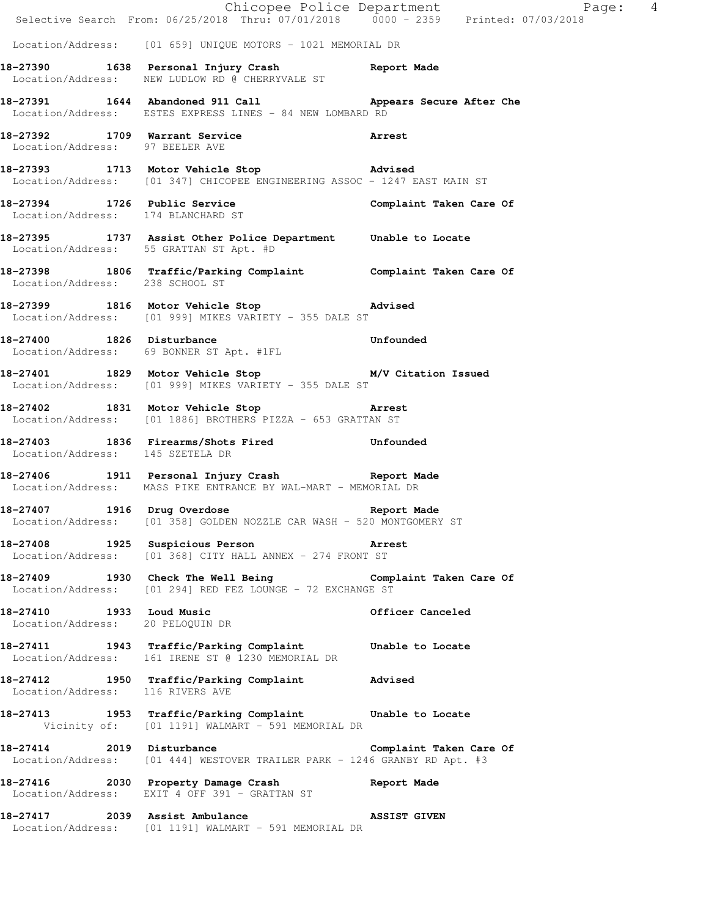Location/Address: [01 659] UNIQUE MOTORS - 1021 MEMORIAL DR

**18-27390 1638 Personal Injury Crash Report Made**
Location/Address: NEW LUDLOW RD @ CHERRYVALE ST

**18-27391 1644 Abandoned 911 Call Appears Secure After Che**
Location/Address: ESTES EXPRESS LINES - 84 NEW LOMBARD RD

**18-27392 1709 Warrant Service Arrest**
Location/Address: 97 BEELER AVE

**18-27393 1713 Motor Vehicle Stop Advised**
Location/Address: [01 347] CHICOPEE ENGINEERING ASSOC - 1247 EAST MAIN ST

**18-27394 1726 Public Service Complaint Taken Care Of**
Location/Address: 174 BLANCHARD ST

**18-27395 1737 Assist Other Police Department Unable to Locate**
Location/Address: 55 GRATTAN ST Apt. #D

**18-27398 1806 Traffic/Parking Complaint Complaint Taken Care Of**
Location/Address: 238 SCHOOL ST

**18-27399 1816 Motor Vehicle Stop Advised**
Location/Address: [01 999] MIKES VARIETY - 355 DALE ST

**18-27400 1826 Disturbance Unfounded**
Location/Address: 69 BONNER ST Apt. #1FL

**18-27401 1829 Motor Vehicle Stop M/V Citation Issued**
Location/Address: [01 999] MIKES VARIETY - 355 DALE ST

**18-27402 1831 Motor Vehicle Stop Arrest**
Location/Address: [01 1886] BROTHERS PIZZA - 653 GRATTAN ST

**18-27403 1836 Firearms/Shots Fired Unfounded**
Location/Address: 145 SZETELA DR

**18-27406 1911 Personal Injury Crash Report Made**
Location/Address: MASS PIKE ENTRANCE BY WAL-MART - MEMORIAL DR

**18-27407 1916 Drug Overdose Report Made**
Location/Address: [01 358] GOLDEN NOZZLE CAR WASH - 520 MONTGOMERY ST

**18-27408 1925 Suspicious Person Arrest**
Location/Address: [01 368] CITY HALL ANNEX - 274 FRONT ST

**18-27409 1930 Check The Well Being Complaint Taken Care Of**
Location/Address: [01 294] RED FEZ LOUNGE - 72 EXCHANGE ST

**18-27410 1933 Loud Music Officer Canceled**
Location/Address: 20 PELOQUIN DR

**18-27411 1943 Traffic/Parking Complaint Unable to Locate**
Location/Address: 161 IRENE ST @ 1230 MEMORIAL DR

**18-27412 1950 Traffic/Parking Complaint Advised**
Location/Address: 116 RIVERS AVE

**18-27413 1953 Traffic/Parking Complaint Unable to Locate**
Vicinity of: [01 1191] WALMART - 591 MEMORIAL DR

**18-27414 2019 Disturbance Complaint Taken Care Of**
Location/Address: [01 444] WESTOVER TRAILER PARK - 1246 GRANBY RD Apt. #3

**18-27416 2030 Property Damage Crash Report Made**
Location/Address: EXIT 4 OFF 391 - GRATTAN ST

**18-27417 2039 Assist Ambulance ASSIST GIVEN**
Location/Address: [01 1191] WALMART - 591 MEMORIAL DR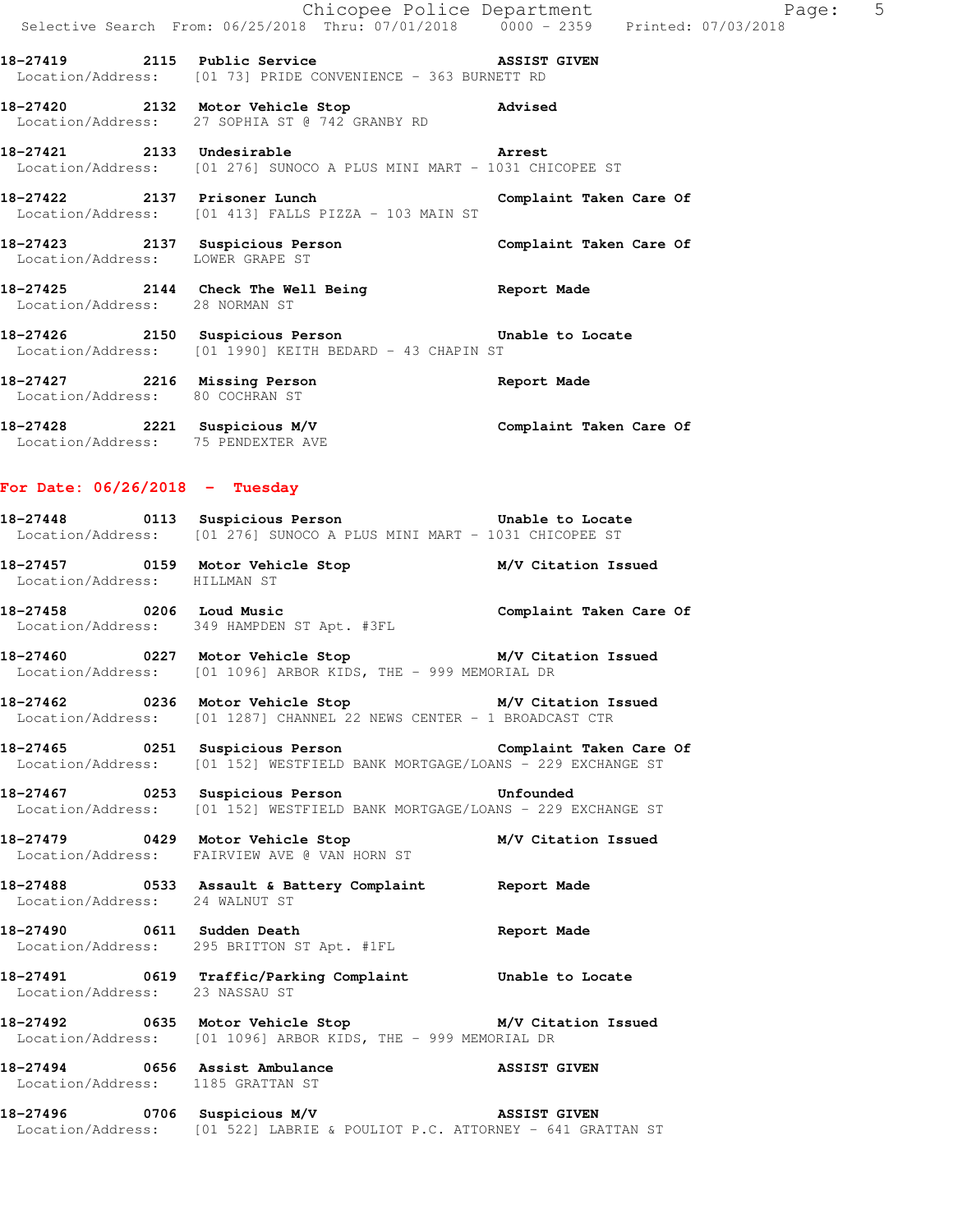18-27419 2115 Public Service ASSIST GIVEN
Location/Address: [01 73] PRIDE CONVENIENCE - 363 BURNETT RD

18-27420 2132 Motor Vehicle Stop Advised
Location/Address: 27 SOPHIA ST @ 742 GRANBY RD

18-27421 2133 Undesirable Arrest
Location/Address: [01 276] SUNOCO A PLUS MINI MART - 1031 CHICOPEE ST

18-27422 2137 Prisoner Lunch Complaint Taken Care Of
Location/Address: [01 413] FALLS PIZZA - 103 MAIN ST

18-27423 2137 Suspicious Person Complaint Taken Care Of
Location/Address: LOWER GRAPE ST

18-27425 2144 Check The Well Being Report Made
Location/Address: 28 NORMAN ST

18-27426 2150 Suspicious Person Unable to Locate
Location/Address: [01 1990] KEITH BEDARD - 43 CHAPIN ST

18-27427 2216 Missing Person Report Made
Location/Address: 80 COCHRAN ST

18-27428 2221 Suspicious M/V Complaint Taken Care Of
Location/Address: 75 PENDEXTER AVE

## For Date: 06/26/2018 - Tuesday

18-27448 0113 Suspicious Person Unable to Locate
Location/Address: [01 276] SUNOCO A PLUS MINI MART - 1031 CHICOPEE ST

18-27457 0159 Motor Vehicle Stop M/V Citation Issued
Location/Address: HILLMAN ST

18-27458 0206 Loud Music Complaint Taken Care Of
Location/Address: 349 HAMPDEN ST Apt. #3FL

18-27460 0227 Motor Vehicle Stop M/V Citation Issued
Location/Address: [01 1096] ARBOR KIDS, THE - 999 MEMORIAL DR

18-27462 0236 Motor Vehicle Stop M/V Citation Issued
Location/Address: [01 1287] CHANNEL 22 NEWS CENTER - 1 BROADCAST CTR

18-27465 0251 Suspicious Person Complaint Taken Care Of
Location/Address: [01 152] WESTFIELD BANK MORTGAGE/LOANS - 229 EXCHANGE ST

18-27467 0253 Suspicious Person Unfounded
Location/Address: [01 152] WESTFIELD BANK MORTGAGE/LOANS - 229 EXCHANGE ST

18-27479 0429 Motor Vehicle Stop M/V Citation Issued
Location/Address: FAIRVIEW AVE @ VAN HORN ST

18-27488 0533 Assault & Battery Complaint Report Made
Location/Address: 24 WALNUT ST

18-27490 0611 Sudden Death Report Made
Location/Address: 295 BRITTON ST Apt. #1FL

18-27491 0619 Traffic/Parking Complaint Unable to Locate
Location/Address: 23 NASSAU ST

18-27492 0635 Motor Vehicle Stop M/V Citation Issued
Location/Address: [01 1096] ARBOR KIDS, THE - 999 MEMORIAL DR

18-27494 0656 Assist Ambulance ASSIST GIVEN
Location/Address: 1185 GRATTAN ST

18-27496 0706 Suspicious M/V ASSIST GIVEN
Location/Address: [01 522] LABRIE & POULIOT P.C. ATTORNEY - 641 GRATTAN ST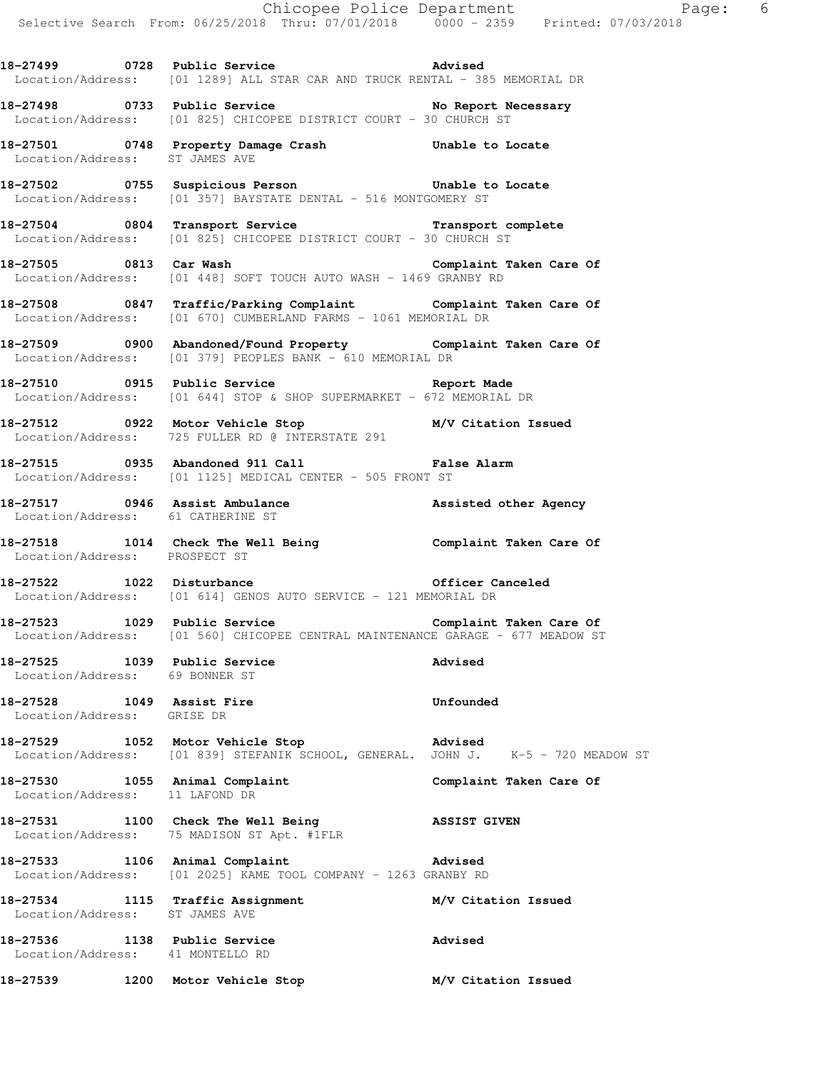**18-27499 0728 Public Service Advised**
Location/Address: [01 1289] ALL STAR CAR AND TRUCK RENTAL - 385 MEMORIAL DR

**18-27498 0733 Public Service No Report Necessary**
Location/Address: [01 825] CHICOPEE DISTRICT COURT - 30 CHURCH ST

**18-27501 0748 Property Damage Crash Unable to Locate**
Location/Address: ST JAMES AVE

**18-27502 0755 Suspicious Person Unable to Locate**
Location/Address: [01 357] BAYSTATE DENTAL - 516 MONTGOMERY ST

**18-27504 0804 Transport Service Transport complete**
Location/Address: [01 825] CHICOPEE DISTRICT COURT - 30 CHURCH ST

**18-27505 0813 Car Wash Complaint Taken Care Of**
Location/Address: [01 448] SOFT TOUCH AUTO WASH - 1469 GRANBY RD

**18-27508 0847 Traffic/Parking Complaint Complaint Taken Care Of**
Location/Address: [01 670] CUMBERLAND FARMS - 1061 MEMORIAL DR

**18-27509 0900 Abandoned/Found Property Complaint Taken Care Of**
Location/Address: [01 379] PEOPLES BANK - 610 MEMORIAL DR

**18-27510 0915 Public Service Report Made**
Location/Address: [01 644] STOP & SHOP SUPERMARKET - 672 MEMORIAL DR

**18-27512 0922 Motor Vehicle Stop M/V Citation Issued**
Location/Address: 725 FULLER RD @ INTERSTATE 291

**18-27515 0935 Abandoned 911 Call False Alarm**
Location/Address: [01 1125] MEDICAL CENTER - 505 FRONT ST

**18-27517 0946 Assist Ambulance Assisted other Agency**
Location/Address: 61 CATHERINE ST

**18-27518 1014 Check The Well Being Complaint Taken Care Of**
Location/Address: PROSPECT ST

**18-27522 1022 Disturbance Officer Canceled**
Location/Address: [01 614] GENOS AUTO SERVICE - 121 MEMORIAL DR

**18-27523 1029 Public Service Complaint Taken Care Of**
Location/Address: [01 560] CHICOPEE CENTRAL MAINTENANCE GARAGE - 677 MEADOW ST

**18-27525 1039 Public Service Advised**
Location/Address: 69 BONNER ST

**18-27528 1049 Assist Fire Unfounded**
Location/Address: GRISE DR

**18-27529 1052 Motor Vehicle Stop Advised**
Location/Address: [01 839] STEFANIK SCHOOL, GENERAL. JOHN J. K-5 - 720 MEADOW ST

**18-27530 1055 Animal Complaint Complaint Taken Care Of**
Location/Address: 11 LAFOND DR

**18-27531 1100 Check The Well Being ASSIST GIVEN**
Location/Address: 75 MADISON ST Apt. #1FLR

**18-27533 1106 Animal Complaint Advised**
Location/Address: [01 2025] KAME TOOL COMPANY - 1263 GRANBY RD

**18-27534 1115 Traffic Assignment M/V Citation Issued**
Location/Address: ST JAMES AVE

**18-27536 1138 Public Service Advised**
Location/Address: 41 MONTELLO RD

**18-27539 1200 Motor Vehicle Stop M/V Citation Issued**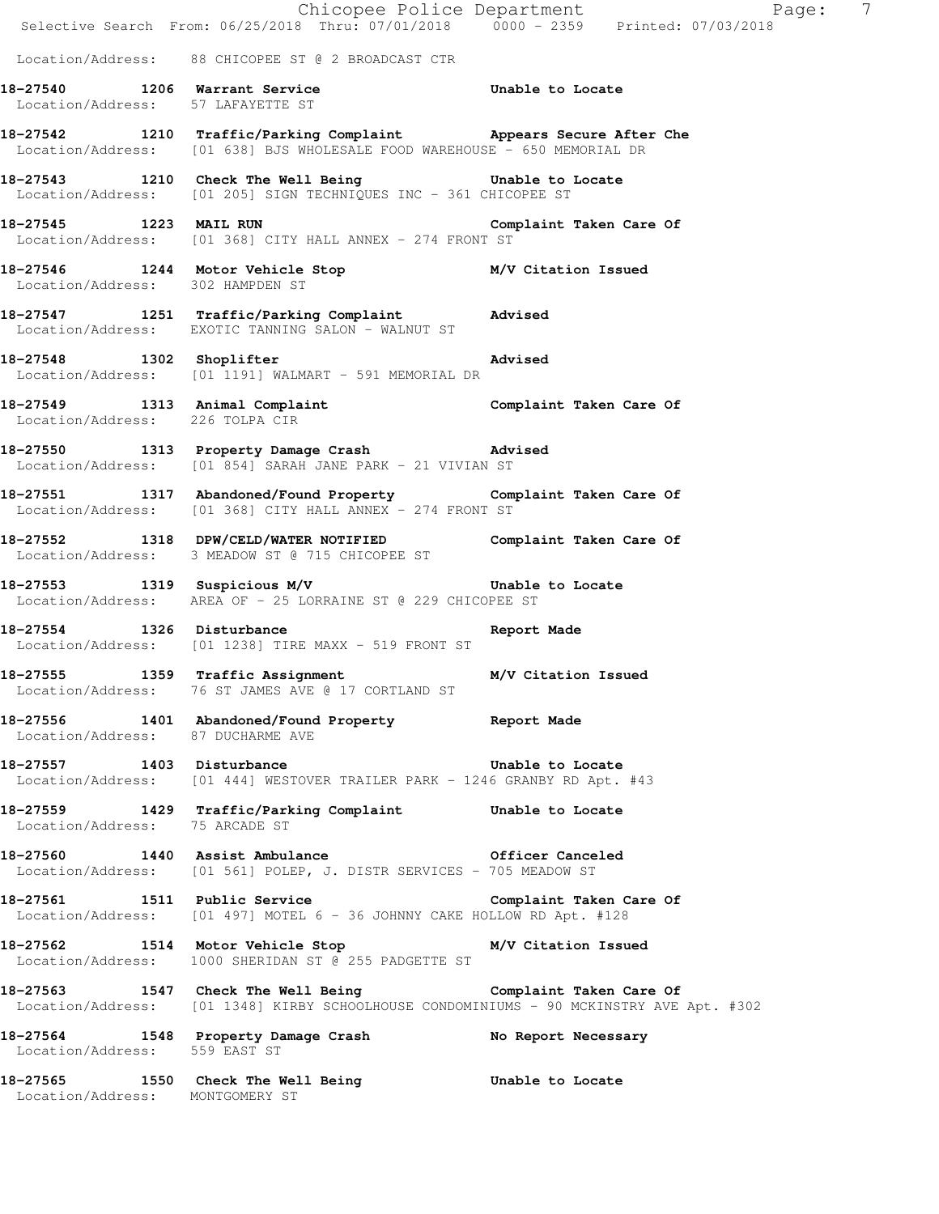Location/Address: 88 CHICOPEE ST @ 2 BROADCAST CTR

**18-27540 1206 Warrant Service** Unable to Locate
Location/Address: 57 LAFAYETTE ST

**18-27542 1210 Traffic/Parking Complaint** Appears Secure After Che
Location/Address: [01 638] BJS WHOLESALE FOOD WAREHOUSE - 650 MEMORIAL DR

**18-27543 1210 Check The Well Being** Unable to Locate
Location/Address: [01 205] SIGN TECHNIQUES INC - 361 CHICOPEE ST

**18-27545 1223 MAIL RUN** Complaint Taken Care Of
Location/Address: [01 368] CITY HALL ANNEX - 274 FRONT ST

**18-27546 1244 Motor Vehicle Stop** M/V Citation Issued
Location/Address: 302 HAMPDEN ST

**18-27547 1251 Traffic/Parking Complaint** Advised
Location/Address: EXOTIC TANNING SALON - WALNUT ST

**18-27548 1302 Shoplifter** Advised
Location/Address: [01 1191] WALMART - 591 MEMORIAL DR

**18-27549 1313 Animal Complaint** Complaint Taken Care Of
Location/Address: 226 TOLPA CIR

**18-27550 1313 Property Damage Crash** Advised
Location/Address: [01 854] SARAH JANE PARK - 21 VIVIAN ST

**18-27551 1317 Abandoned/Found Property** Complaint Taken Care Of
Location/Address: [01 368] CITY HALL ANNEX - 274 FRONT ST

**18-27552 1318 DPW/CELD/WATER NOTIFIED** Complaint Taken Care Of
Location/Address: 3 MEADOW ST @ 715 CHICOPEE ST

**18-27553 1319 Suspicious M/V** Unable to Locate
Location/Address: AREA OF - 25 LORRAINE ST @ 229 CHICOPEE ST

**18-27554 1326 Disturbance** Report Made
Location/Address: [01 1238] TIRE MAXX - 519 FRONT ST

**18-27555 1359 Traffic Assignment** M/V Citation Issued
Location/Address: 76 ST JAMES AVE @ 17 CORTLAND ST

**18-27556 1401 Abandoned/Found Property** Report Made
Location/Address: 87 DUCHARME AVE

**18-27557 1403 Disturbance** Unable to Locate
Location/Address: [01 444] WESTOVER TRAILER PARK - 1246 GRANBY RD Apt. #43

**18-27559 1429 Traffic/Parking Complaint** Unable to Locate
Location/Address: 75 ARCADE ST

**18-27560 1440 Assist Ambulance** Officer Canceled
Location/Address: [01 561] POLEP, J. DISTR SERVICES - 705 MEADOW ST

**18-27561 1511 Public Service** Complaint Taken Care Of
Location/Address: [01 497] MOTEL 6 - 36 JOHNNY CAKE HOLLOW RD Apt. #128

**18-27562 1514 Motor Vehicle Stop** M/V Citation Issued
Location/Address: 1000 SHERIDAN ST @ 255 PADGETTE ST

**18-27563 1547 Check The Well Being** Complaint Taken Care Of
Location/Address: [01 1348] KIRBY SCHOOLHOUSE CONDOMINIUMS - 90 MCKINSTRY AVE Apt. #302

**18-27564 1548 Property Damage Crash** No Report Necessary
Location/Address: 559 EAST ST

**18-27565 1550 Check The Well Being** Unable to Locate
Location/Address: MONTGOMERY ST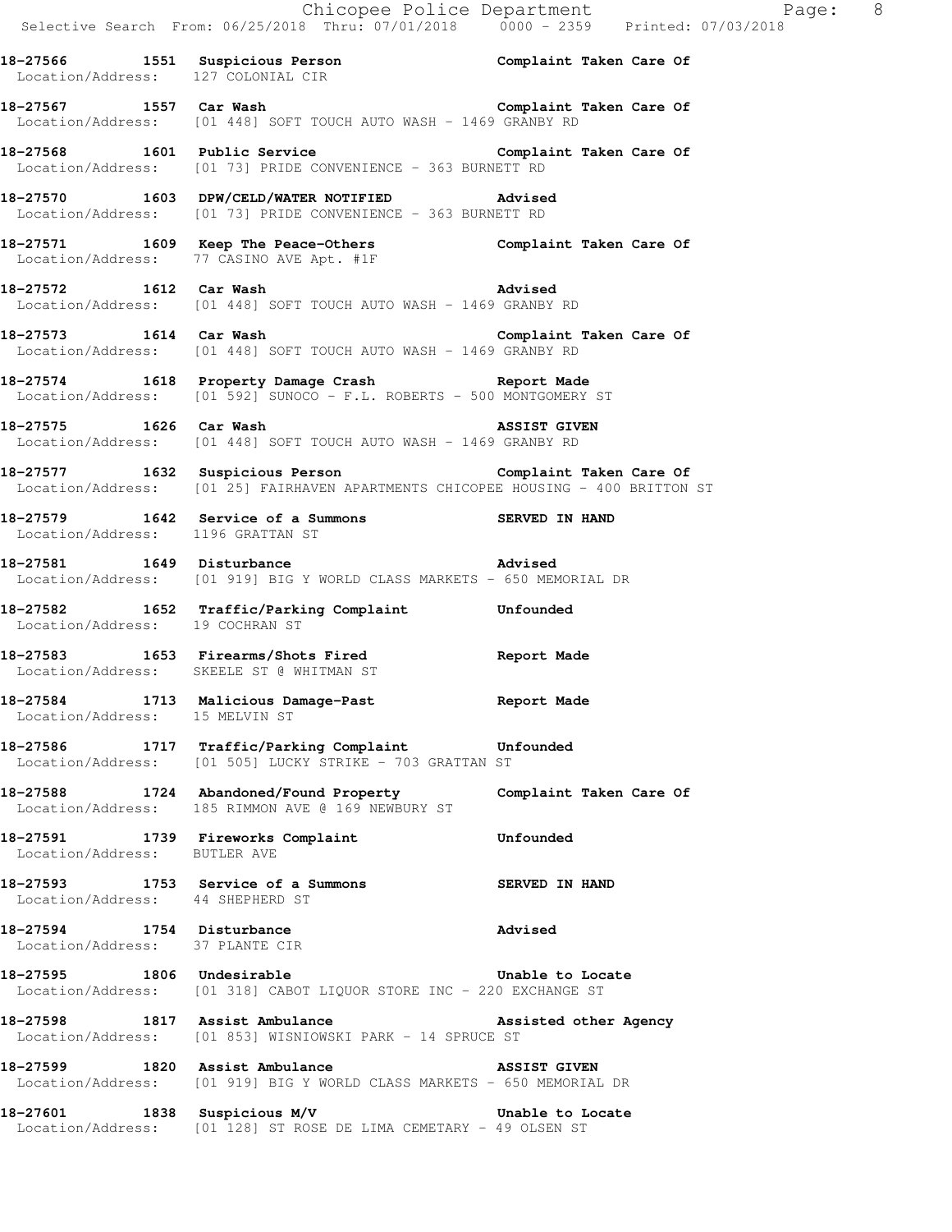**18-27566 1551 Suspicious Person Complaint Taken Care Of**
Location/Address: 127 COLONIAL CIR

**18-27567 1557 Car Wash Complaint Taken Care Of**
Location/Address: [01 448] SOFT TOUCH AUTO WASH - 1469 GRANBY RD

**18-27568 1601 Public Service Complaint Taken Care Of**
Location/Address: [01 73] PRIDE CONVENIENCE - 363 BURNETT RD

**18-27570 1603 DPW/CELD/WATER NOTIFIED Advised**
Location/Address: [01 73] PRIDE CONVENIENCE - 363 BURNETT RD

**18-27571 1609 Keep The Peace-Others Complaint Taken Care Of**
Location/Address: 77 CASINO AVE Apt. #1F

**18-27572 1612 Car Wash Advised**
Location/Address: [01 448] SOFT TOUCH AUTO WASH - 1469 GRANBY RD

**18-27573 1614 Car Wash Complaint Taken Care Of**
Location/Address: [01 448] SOFT TOUCH AUTO WASH - 1469 GRANBY RD

**18-27574 1618 Property Damage Crash Report Made**
Location/Address: [01 592] SUNOCO - F.L. ROBERTS - 500 MONTGOMERY ST

**18-27575 1626 Car Wash ASSIST GIVEN**
Location/Address: [01 448] SOFT TOUCH AUTO WASH - 1469 GRANBY RD

**18-27577 1632 Suspicious Person Complaint Taken Care Of**
Location/Address: [01 25] FAIRHAVEN APARTMENTS CHICOPEE HOUSING - 400 BRITTON ST

**18-27579 1642 Service of a Summons SERVED IN HAND**
Location/Address: 1196 GRATTAN ST

**18-27581 1649 Disturbance Advised**
Location/Address: [01 919] BIG Y WORLD CLASS MARKETS - 650 MEMORIAL DR

**18-27582 1652 Traffic/Parking Complaint Unfounded**
Location/Address: 19 COCHRAN ST

**18-27583 1653 Firearms/Shots Fired Report Made**
Location/Address: SKEELE ST @ WHITMAN ST

**18-27584 1713 Malicious Damage-Past Report Made**
Location/Address: 15 MELVIN ST

**18-27586 1717 Traffic/Parking Complaint Unfounded**
Location/Address: [01 505] LUCKY STRIKE - 703 GRATTAN ST

**18-27588 1724 Abandoned/Found Property Complaint Taken Care Of**
Location/Address: 185 RIMMON AVE @ 169 NEWBURY ST

**18-27591 1739 Fireworks Complaint Unfounded**
Location/Address: BUTLER AVE

**18-27593 1753 Service of a Summons SERVED IN HAND**
Location/Address: 44 SHEPHERD ST

**18-27594 1754 Disturbance Advised**
Location/Address: 37 PLANTE CIR

**18-27595 1806 Undesirable Unable to Locate**
Location/Address: [01 318] CABOT LIQUOR STORE INC - 220 EXCHANGE ST

**18-27598 1817 Assist Ambulance Assisted other Agency**
Location/Address: [01 853] WISNIOWSKI PARK - 14 SPRUCE ST

**18-27599 1820 Assist Ambulance ASSIST GIVEN**
Location/Address: [01 919] BIG Y WORLD CLASS MARKETS - 650 MEMORIAL DR

**18-27601 1838 Suspicious M/V Unable to Locate**
Location/Address: [01 128] ST ROSE DE LIMA CEMETARY - 49 OLSEN ST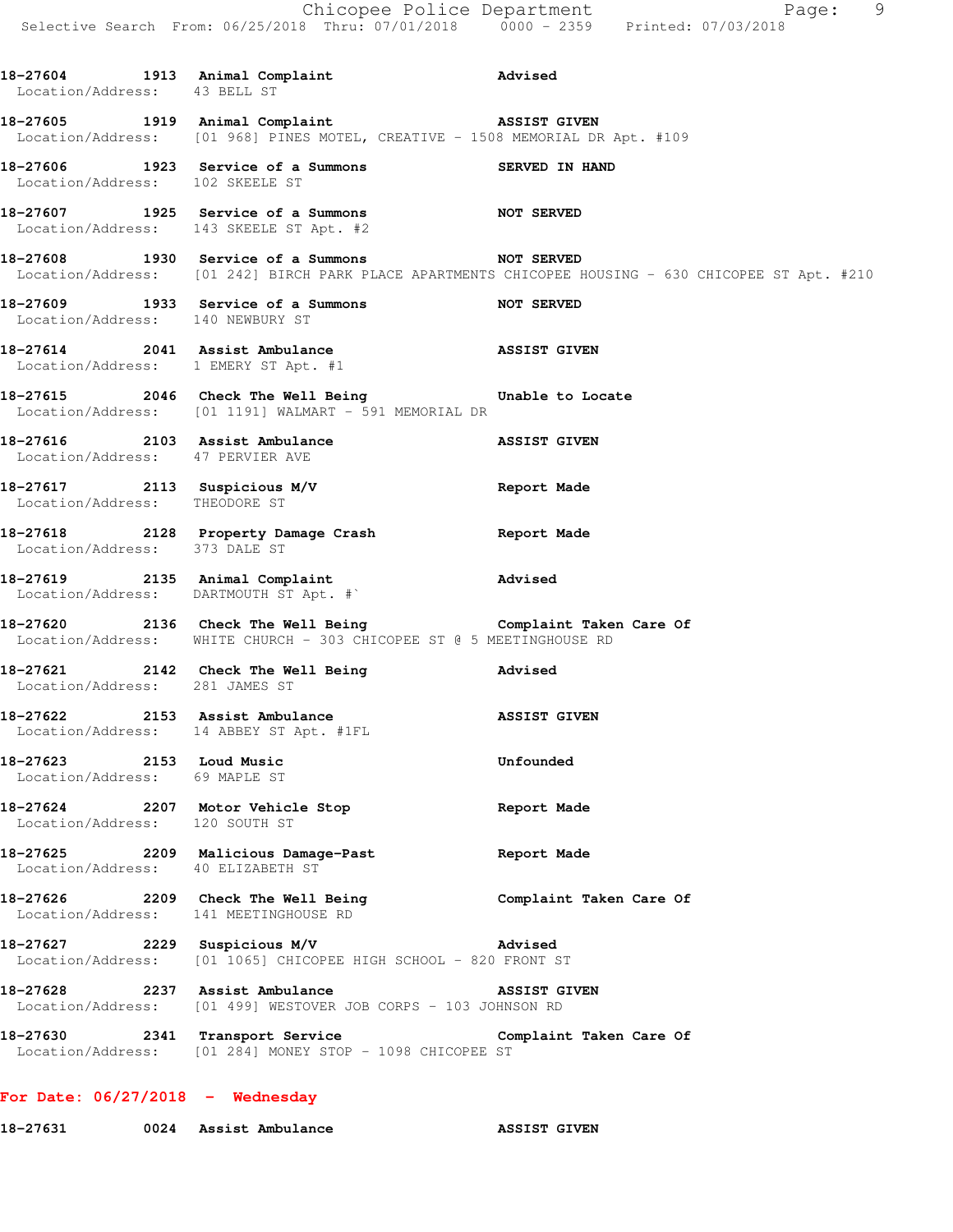**18-27604 1913 Animal Complaint Advised**
Location/Address: 43 BELL ST

**18-27605 1919 Animal Complaint ASSIST GIVEN**
Location/Address: [01 968] PINES MOTEL, CREATIVE - 1508 MEMORIAL DR Apt. #109

**18-27606 1923 Service of a Summons SERVED IN HAND**
Location/Address: 102 SKEELE ST

**18-27607 1925 Service of a Summons NOT SERVED**
Location/Address: 143 SKEELE ST Apt. #2

**18-27608 1930 Service of a Summons NOT SERVED**
Location/Address: [01 242] BIRCH PARK PLACE APARTMENTS CHICOPEE HOUSING - 630 CHICOPEE ST Apt. #210

**18-27609 1933 Service of a Summons NOT SERVED**
Location/Address: 140 NEWBURY ST

**18-27614 2041 Assist Ambulance ASSIST GIVEN**
Location/Address: 1 EMERY ST Apt. #1

**18-27615 2046 Check The Well Being Unable to Locate**
Location/Address: [01 1191] WALMART - 591 MEMORIAL DR

**18-27616 2103 Assist Ambulance ASSIST GIVEN**
Location/Address: 47 PERVIER AVE

**18-27617 2113 Suspicious M/V Report Made**
Location/Address: THEODORE ST

**18-27618 2128 Property Damage Crash Report Made**
Location/Address: 373 DALE ST

**18-27619 2135 Animal Complaint Advised**
Location/Address: DARTMOUTH ST Apt. #`

**18-27620 2136 Check The Well Being Complaint Taken Care Of**
Location/Address: WHITE CHURCH - 303 CHICOPEE ST @ 5 MEETINGHOUSE RD

**18-27621 2142 Check The Well Being Advised**
Location/Address: 281 JAMES ST

**18-27622 2153 Assist Ambulance ASSIST GIVEN**
Location/Address: 14 ABBEY ST Apt. #1FL

**18-27623 2153 Loud Music Unfounded**
Location/Address: 69 MAPLE ST

**18-27624 2207 Motor Vehicle Stop Report Made**
Location/Address: 120 SOUTH ST

**18-27625 2209 Malicious Damage-Past Report Made**
Location/Address: 40 ELIZABETH ST

**18-27626 2209 Check The Well Being Complaint Taken Care Of**
Location/Address: 141 MEETINGHOUSE RD

**18-27627 2229 Suspicious M/V Advised**
Location/Address: [01 1065] CHICOPEE HIGH SCHOOL - 820 FRONT ST

**18-27628 2237 Assist Ambulance ASSIST GIVEN**
Location/Address: [01 499] WESTOVER JOB CORPS - 103 JOHNSON RD

**18-27630 2341 Transport Service Complaint Taken Care Of**
Location/Address: [01 284] MONEY STOP - 1098 CHICOPEE ST

## For Date: 06/27/2018 - Wednesday

**18-27631 0024 Assist Ambulance ASSIST GIVEN**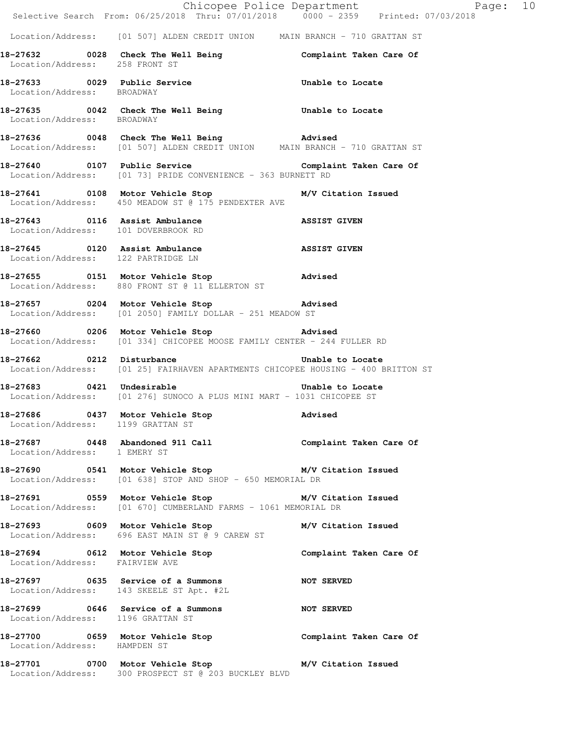Location/Address: [01 507] ALDEN CREDIT UNION MAIN BRANCH - 710 GRATTAN ST

**18-27632 0028 Check The Well Being** Complaint Taken Care Of
Location/Address: 258 FRONT ST

**18-27633 0029 Public Service** Unable to Locate
Location/Address: BROADWAY

**18-27635 0042 Check The Well Being** Unable to Locate
Location/Address: BROADWAY

**18-27636 0048 Check The Well Being** Advised
Location/Address: [01 507] ALDEN CREDIT UNION MAIN BRANCH - 710 GRATTAN ST

**18-27640 0107 Public Service** Complaint Taken Care Of
Location/Address: [01 73] PRIDE CONVENIENCE - 363 BURNETT RD

**18-27641 0108 Motor Vehicle Stop** M/V Citation Issued
Location/Address: 450 MEADOW ST @ 175 PENDEXTER AVE

**18-27643 0116 Assist Ambulance** ASSIST GIVEN
Location/Address: 101 DOVERBROOK RD

**18-27645 0120 Assist Ambulance** ASSIST GIVEN
Location/Address: 122 PARTRIDGE LN

**18-27655 0151 Motor Vehicle Stop** Advised
Location/Address: 880 FRONT ST @ 11 ELLERTON ST

**18-27657 0204 Motor Vehicle Stop** Advised
Location/Address: [01 2050] FAMILY DOLLAR - 251 MEADOW ST

**18-27660 0206 Motor Vehicle Stop** Advised
Location/Address: [01 334] CHICOPEE MOOSE FAMILY CENTER - 244 FULLER RD

**18-27662 0212 Disturbance** Unable to Locate
Location/Address: [01 25] FAIRHAVEN APARTMENTS CHICOPEE HOUSING - 400 BRITTON ST

**18-27683 0421 Undesirable** Unable to Locate
Location/Address: [01 276] SUNOCO A PLUS MINI MART - 1031 CHICOPEE ST

**18-27686 0437 Motor Vehicle Stop** Advised
Location/Address: 1199 GRATTAN ST

**18-27687 0448 Abandoned 911 Call** Complaint Taken Care Of
Location/Address: 1 EMERY ST

**18-27690 0541 Motor Vehicle Stop** M/V Citation Issued
Location/Address: [01 638] STOP AND SHOP - 650 MEMORIAL DR

**18-27691 0559 Motor Vehicle Stop** M/V Citation Issued
Location/Address: [01 670] CUMBERLAND FARMS - 1061 MEMORIAL DR

**18-27693 0609 Motor Vehicle Stop** M/V Citation Issued
Location/Address: 696 EAST MAIN ST @ 9 CAREW ST

**18-27694 0612 Motor Vehicle Stop** Complaint Taken Care Of
Location/Address: FAIRVIEW AVE

**18-27697 0635 Service of a Summons** NOT SERVED
Location/Address: 143 SKEELE ST Apt. #2L

**18-27699 0646 Service of a Summons** NOT SERVED
Location/Address: 1196 GRATTAN ST

**18-27700 0659 Motor Vehicle Stop** Complaint Taken Care Of
Location/Address: HAMPDEN ST

**18-27701 0700 Motor Vehicle Stop** M/V Citation Issued
Location/Address: 300 PROSPECT ST @ 203 BUCKLEY BLVD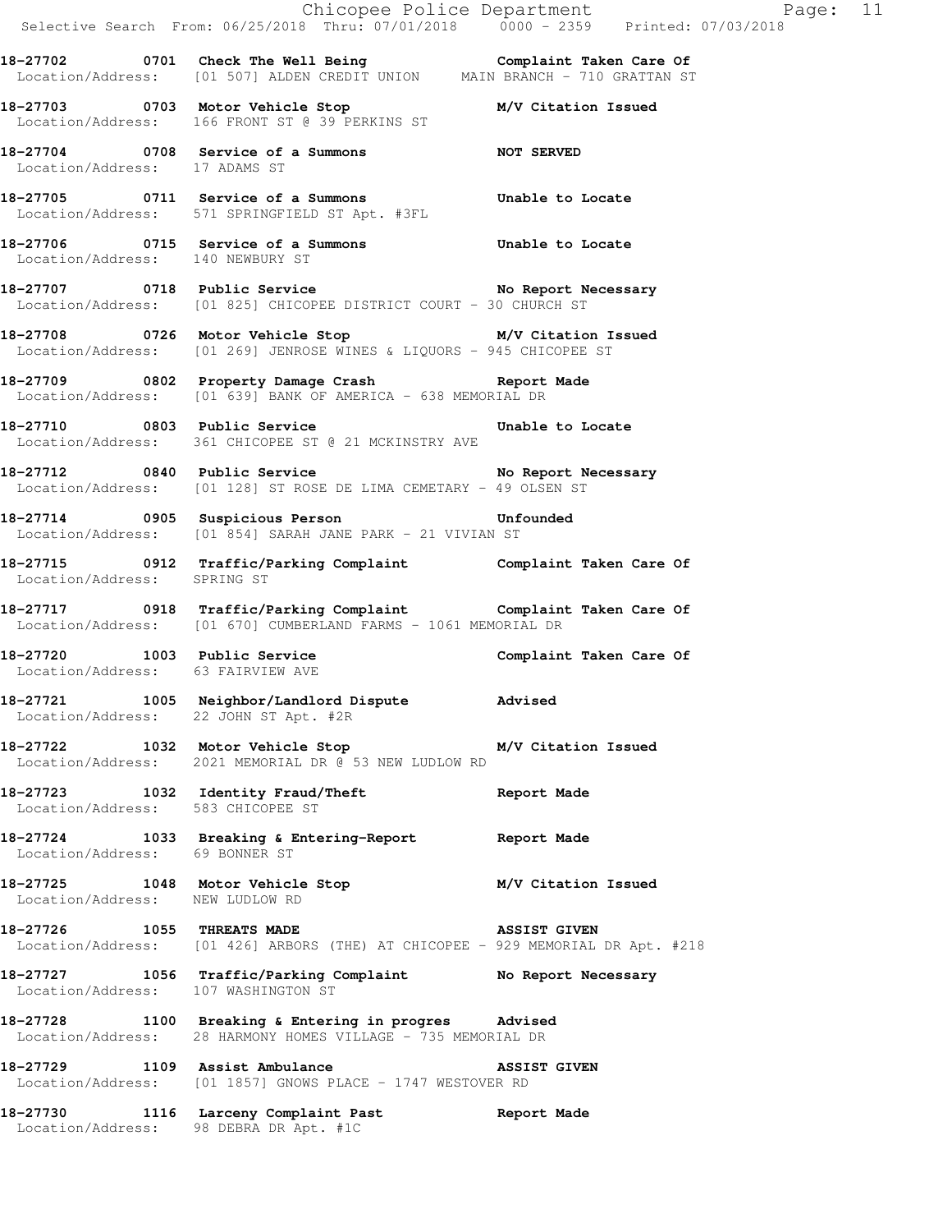Chicopee Police Department

Selective Search From: 06/25/2018 Thru: 07/01/2018 0000 - 2359 Printed: 07/03/2018

**18-27702 0701 Check The Well Being Complaint Taken Care Of**
Location/Address: [01 507] ALDEN CREDIT UNION MAIN BRANCH - 710 GRATTAN ST

**18-27703 0703 Motor Vehicle Stop M/V Citation Issued**
Location/Address: 166 FRONT ST @ 39 PERKINS ST

**18-27704 0708 Service of a Summons NOT SERVED**
Location/Address: 17 ADAMS ST

**18-27705 0711 Service of a Summons Unable to Locate**
Location/Address: 571 SPRINGFIELD ST Apt. #3FL

**18-27706 0715 Service of a Summons Unable to Locate**
Location/Address: 140 NEWBURY ST

**18-27707 0718 Public Service No Report Necessary**
Location/Address: [01 825] CHICOPEE DISTRICT COURT - 30 CHURCH ST

**18-27708 0726 Motor Vehicle Stop M/V Citation Issued**
Location/Address: [01 269] JENROSE WINES & LIQUORS - 945 CHICOPEE ST

**18-27709 0802 Property Damage Crash Report Made**
Location/Address: [01 639] BANK OF AMERICA - 638 MEMORIAL DR

**18-27710 0803 Public Service Unable to Locate**
Location/Address: 361 CHICOPEE ST @ 21 MCKINSTRY AVE

**18-27712 0840 Public Service No Report Necessary**
Location/Address: [01 128] ST ROSE DE LIMA CEMETARY - 49 OLSEN ST

**18-27714 0905 Suspicious Person Unfounded**
Location/Address: [01 854] SARAH JANE PARK - 21 VIVIAN ST

**18-27715 0912 Traffic/Parking Complaint Complaint Taken Care Of**
Location/Address: SPRING ST

**18-27717 0918 Traffic/Parking Complaint Complaint Taken Care Of**
Location/Address: [01 670] CUMBERLAND FARMS - 1061 MEMORIAL DR

**18-27720 1003 Public Service Complaint Taken Care Of**
Location/Address: 63 FAIRVIEW AVE

**18-27721 1005 Neighbor/Landlord Dispute Advised**
Location/Address: 22 JOHN ST Apt. #2R

**18-27722 1032 Motor Vehicle Stop M/V Citation Issued**
Location/Address: 2021 MEMORIAL DR @ 53 NEW LUDLOW RD

**18-27723 1032 Identity Fraud/Theft Report Made**
Location/Address: 583 CHICOPEE ST

**18-27724 1033 Breaking & Entering-Report Report Made**
Location/Address: 69 BONNER ST

**18-27725 1048 Motor Vehicle Stop M/V Citation Issued**
Location/Address: NEW LUDLOW RD

**18-27726 1055 THREATS MADE ASSIST GIVEN**
Location/Address: [01 426] ARBORS (THE) AT CHICOPEE - 929 MEMORIAL DR Apt. #218

**18-27727 1056 Traffic/Parking Complaint No Report Necessary**
Location/Address: 107 WASHINGTON ST

**18-27728 1100 Breaking & Entering in progres Advised**
Location/Address: 28 HARMONY HOMES VILLAGE - 735 MEMORIAL DR

**18-27729 1109 Assist Ambulance ASSIST GIVEN**
Location/Address: [01 1857] GNOWS PLACE - 1747 WESTOVER RD

**18-27730 1116 Larceny Complaint Past Report Made**
Location/Address: 98 DEBRA DR Apt. #1C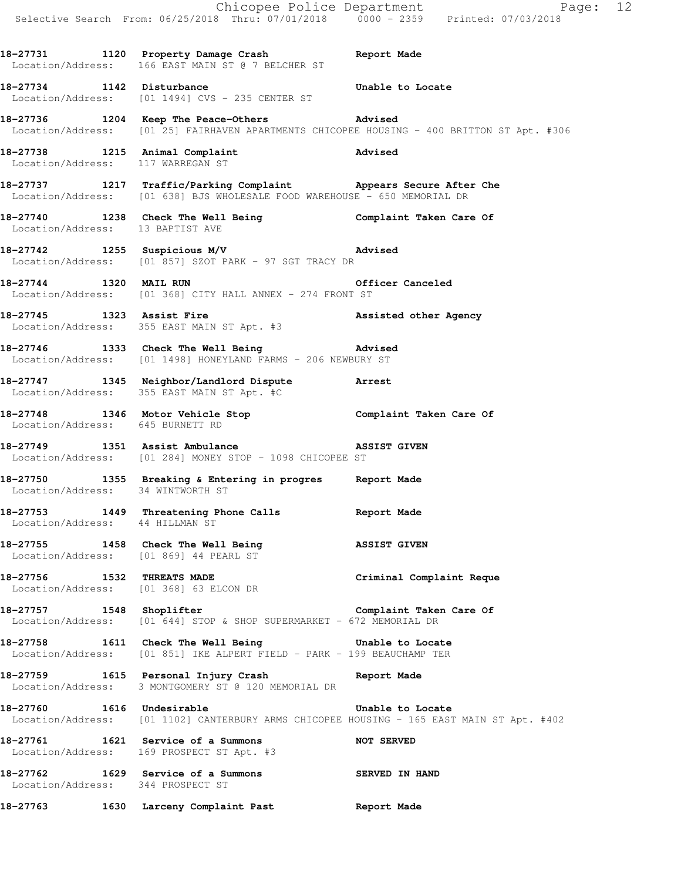18-27731 1120 Property Damage Crash Report Made
Location/Address: 166 EAST MAIN ST @ 7 BELCHER ST

18-27734 1142 Disturbance Unable to Locate
Location/Address: [01 1494] CVS - 235 CENTER ST

18-27736 1204 Keep The Peace-Others Advised
Location/Address: [01 25] FAIRHAVEN APARTMENTS CHICOPEE HOUSING - 400 BRITTON ST Apt. #306

18-27738 1215 Animal Complaint Advised
Location/Address: 117 WARREGAN ST

18-27737 1217 Traffic/Parking Complaint Appears Secure After Che
Location/Address: [01 638] BJS WHOLESALE FOOD WAREHOUSE - 650 MEMORIAL DR

18-27740 1238 Check The Well Being Complaint Taken Care Of
Location/Address: 13 BAPTIST AVE

18-27742 1255 Suspicious M/V Advised
Location/Address: [01 857] SZOT PARK - 97 SGT TRACY DR

18-27744 1320 MAIL RUN Officer Canceled
Location/Address: [01 368] CITY HALL ANNEX - 274 FRONT ST

18-27745 1323 Assist Fire Assisted other Agency
Location/Address: 355 EAST MAIN ST Apt. #3

18-27746 1333 Check The Well Being Advised
Location/Address: [01 1498] HONEYLAND FARMS - 206 NEWBURY ST

18-27747 1345 Neighbor/Landlord Dispute Arrest
Location/Address: 355 EAST MAIN ST Apt. #C

18-27748 1346 Motor Vehicle Stop Complaint Taken Care Of
Location/Address: 645 BURNETT RD

18-27749 1351 Assist Ambulance ASSIST GIVEN
Location/Address: [01 284] MONEY STOP - 1098 CHICOPEE ST

18-27750 1355 Breaking & Entering in progres Report Made
Location/Address: 34 WINTWORTH ST

18-27753 1449 Threatening Phone Calls Report Made
Location/Address: 44 HILLMAN ST

18-27755 1458 Check The Well Being ASSIST GIVEN
Location/Address: [01 869] 44 PEARL ST

18-27756 1532 THREATS MADE Criminal Complaint Reque
Location/Address: [01 368] 63 ELCON DR

18-27757 1548 Shoplifter Complaint Taken Care Of
Location/Address: [01 644] STOP & SHOP SUPERMARKET - 672 MEMORIAL DR

18-27758 1611 Check The Well Being Unable to Locate
Location/Address: [01 851] IKE ALPERT FIELD - PARK - 199 BEAUCHAMP TER

18-27759 1615 Personal Injury Crash Report Made
Location/Address: 3 MONTGOMERY ST @ 120 MEMORIAL DR

18-27760 1616 Undesirable Unable to Locate
Location/Address: [01 1102] CANTERBURY ARMS CHICOPEE HOUSING - 165 EAST MAIN ST Apt. #402

18-27761 1621 Service of a Summons NOT SERVED
Location/Address: 169 PROSPECT ST Apt. #3

18-27762 1629 Service of a Summons SERVED IN HAND
Location/Address: 344 PROSPECT ST

18-27763 1630 Larceny Complaint Past Report Made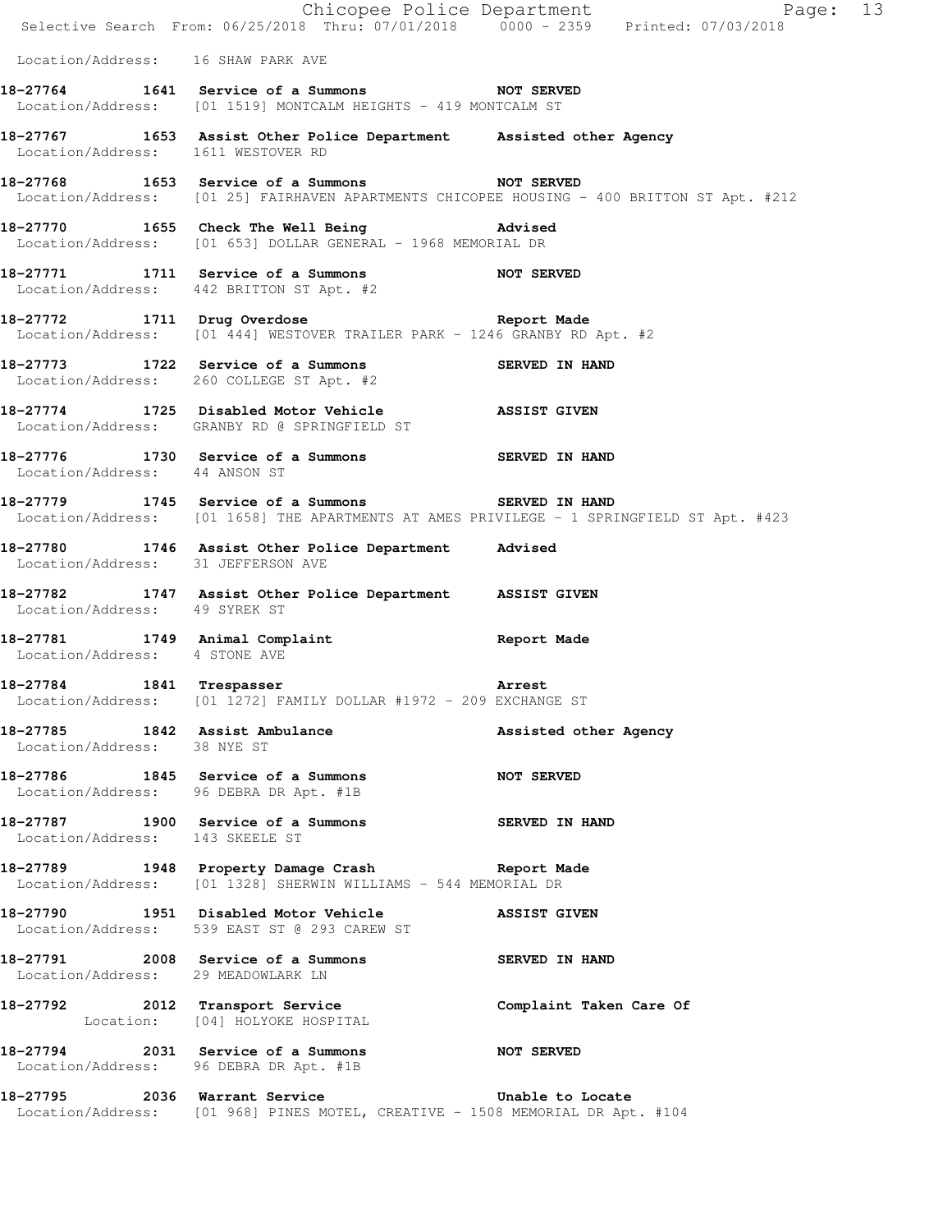Location/Address: 16 SHAW PARK AVE

**18-27764 1641 Service of a Summons NOT SERVED**
Location/Address: [01 1519] MONTCALM HEIGHTS - 419 MONTCALM ST

**18-27767 1653 Assist Other Police Department Assisted other Agency**
Location/Address: 1611 WESTOVER RD

**18-27768 1653 Service of a Summons NOT SERVED**
Location/Address: [01 25] FAIRHAVEN APARTMENTS CHICOPEE HOUSING - 400 BRITTON ST Apt. #212

**18-27770 1655 Check The Well Being Advised**
Location/Address: [01 653] DOLLAR GENERAL - 1968 MEMORIAL DR

**18-27771 1711 Service of a Summons NOT SERVED**
Location/Address: 442 BRITTON ST Apt. #2

**18-27772 1711 Drug Overdose Report Made**
Location/Address: [01 444] WESTOVER TRAILER PARK - 1246 GRANBY RD Apt. #2

**18-27773 1722 Service of a Summons SERVED IN HAND**
Location/Address: 260 COLLEGE ST Apt. #2

**18-27774 1725 Disabled Motor Vehicle ASSIST GIVEN**
Location/Address: GRANBY RD @ SPRINGFIELD ST

**18-27776 1730 Service of a Summons SERVED IN HAND**
Location/Address: 44 ANSON ST

**18-27779 1745 Service of a Summons SERVED IN HAND**
Location/Address: [01 1658] THE APARTMENTS AT AMES PRIVILEGE - 1 SPRINGFIELD ST Apt. #423

**18-27780 1746 Assist Other Police Department Advised**
Location/Address: 31 JEFFERSON AVE

**18-27782 1747 Assist Other Police Department ASSIST GIVEN**
Location/Address: 49 SYREK ST

**18-27781 1749 Animal Complaint Report Made**
Location/Address: 4 STONE AVE

**18-27784 1841 Trespasser Arrest**
Location/Address: [01 1272] FAMILY DOLLAR #1972 - 209 EXCHANGE ST

**18-27785 1842 Assist Ambulance Assisted other Agency**
Location/Address: 38 NYE ST

**18-27786 1845 Service of a Summons NOT SERVED**
Location/Address: 96 DEBRA DR Apt. #1B

**18-27787 1900 Service of a Summons SERVED IN HAND**
Location/Address: 143 SKEELE ST

**18-27789 1948 Property Damage Crash Report Made**
Location/Address: [01 1328] SHERWIN WILLIAMS - 544 MEMORIAL DR

**18-27790 1951 Disabled Motor Vehicle ASSIST GIVEN**
Location/Address: 539 EAST ST @ 293 CAREW ST

**18-27791 2008 Service of a Summons SERVED IN HAND**
Location/Address: 29 MEADOWLARK LN

**18-27792 2012 Transport Service Complaint Taken Care Of**
Location: [04] HOLYOKE HOSPITAL

**18-27794 2031 Service of a Summons NOT SERVED**
Location/Address: 96 DEBRA DR Apt. #1B

**18-27795 2036 Warrant Service Unable to Locate**
Location/Address: [01 968] PINES MOTEL, CREATIVE - 1508 MEMORIAL DR Apt. #104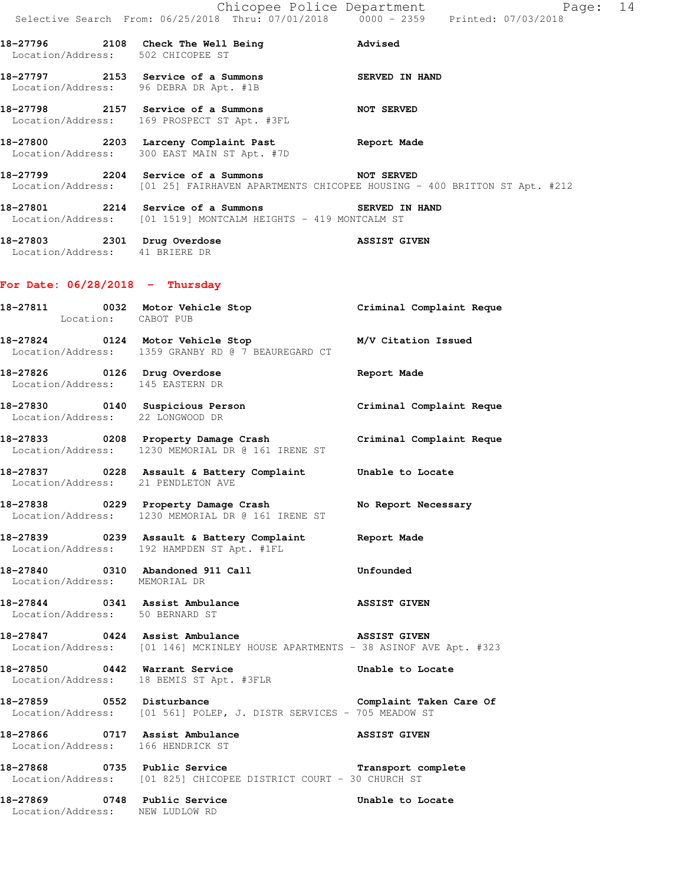18-27796 2108 Check The Well Being Advised
Location/Address: 502 CHICOPEE ST

18-27797 2153 Service of a Summons SERVED IN HAND
Location/Address: 96 DEBRA DR Apt. #1B

18-27798 2157 Service of a Summons NOT SERVED
Location/Address: 169 PROSPECT ST Apt. #3FL

18-27800 2203 Larceny Complaint Past Report Made
Location/Address: 300 EAST MAIN ST Apt. #7D

18-27799 2204 Service of a Summons NOT SERVED
Location/Address: [01 25] FAIRHAVEN APARTMENTS CHICOPEE HOUSING - 400 BRITTON ST Apt. #212

18-27801 2214 Service of a Summons SERVED IN HAND
Location/Address: [01 1519] MONTCALM HEIGHTS - 419 MONTCALM ST

18-27803 2301 Drug Overdose ASSIST GIVEN
Location/Address: 41 BRIERE DR

## For Date: 06/28/2018 - Thursday

18-27811 0032 Motor Vehicle Stop Criminal Complaint Reque
Location: CABOT PUB

18-27824 0124 Motor Vehicle Stop M/V Citation Issued
Location/Address: 1359 GRANBY RD @ 7 BEAUREGARD CT

18-27826 0126 Drug Overdose Report Made
Location/Address: 145 EASTERN DR

18-27830 0140 Suspicious Person Criminal Complaint Reque
Location/Address: 22 LONGWOOD DR

18-27833 0208 Property Damage Crash Criminal Complaint Reque
Location/Address: 1230 MEMORIAL DR @ 161 IRENE ST

18-27837 0228 Assault & Battery Complaint Unable to Locate
Location/Address: 21 PENDLETON AVE

18-27838 0229 Property Damage Crash No Report Necessary
Location/Address: 1230 MEMORIAL DR @ 161 IRENE ST

18-27839 0239 Assault & Battery Complaint Report Made
Location/Address: 192 HAMPDEN ST Apt. #1FL

18-27840 0310 Abandoned 911 Call Unfounded
Location/Address: MEMORIAL DR

18-27844 0341 Assist Ambulance ASSIST GIVEN
Location/Address: 50 BERNARD ST

18-27847 0424 Assist Ambulance ASSIST GIVEN
Location/Address: [01 146] MCKINLEY HOUSE APARTMENTS - 38 ASINOF AVE Apt. #323

18-27850 0442 Warrant Service Unable to Locate
Location/Address: 18 BEMIS ST Apt. #3FLR

18-27859 0552 Disturbance Complaint Taken Care Of
Location/Address: [01 561] POLEP, J. DISTR SERVICES - 705 MEADOW ST

18-27866 0717 Assist Ambulance ASSIST GIVEN
Location/Address: 166 HENDRICK ST

18-27868 0735 Public Service Transport complete
Location/Address: [01 825] CHICOPEE DISTRICT COURT - 30 CHURCH ST

18-27869 0748 Public Service Unable to Locate
Location/Address: NEW LUDLOW RD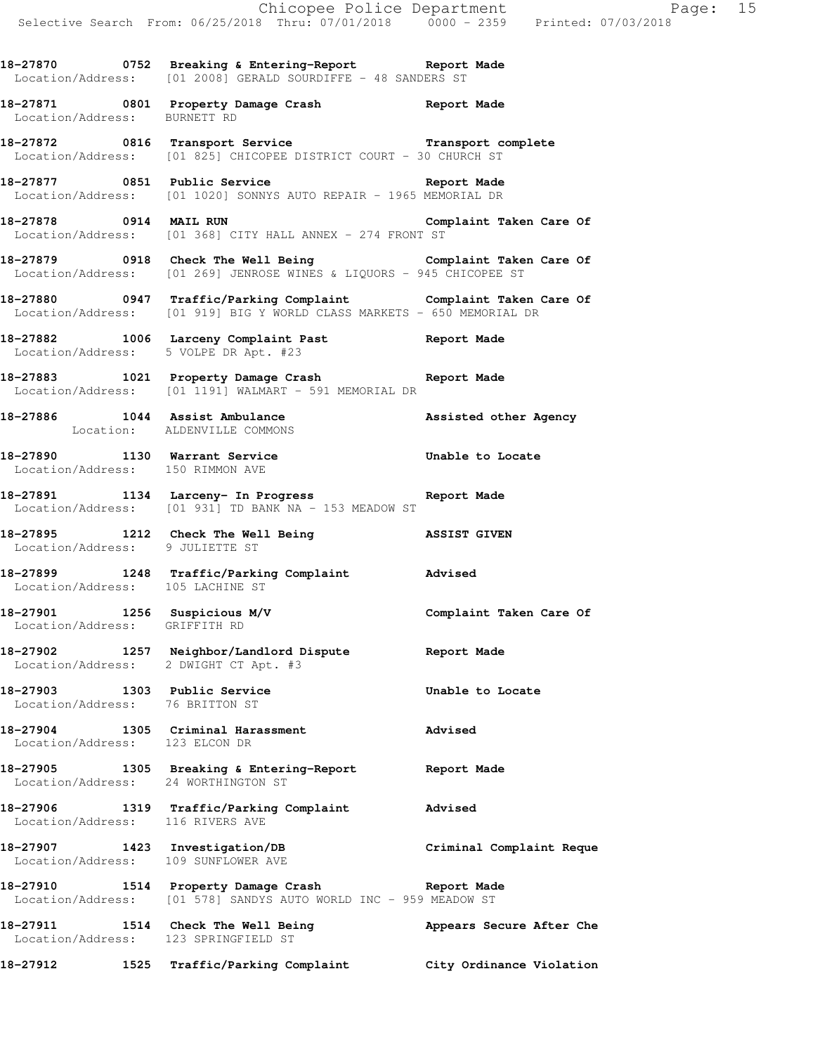18-27870 0752 Breaking & Entering-Report Report Made
Location/Address: [01 2008] GERALD SOURDIFFE - 48 SANDERS ST

18-27871 0801 Property Damage Crash Report Made
Location/Address: BURNETT RD

18-27872 0816 Transport Service Transport complete
Location/Address: [01 825] CHICOPEE DISTRICT COURT - 30 CHURCH ST

18-27877 0851 Public Service Report Made
Location/Address: [01 1020] SONNYS AUTO REPAIR - 1965 MEMORIAL DR

18-27878 0914 MAIL RUN Complaint Taken Care Of
Location/Address: [01 368] CITY HALL ANNEX - 274 FRONT ST

18-27879 0918 Check The Well Being Complaint Taken Care Of
Location/Address: [01 269] JENROSE WINES & LIQUORS - 945 CHICOPEE ST

18-27880 0947 Traffic/Parking Complaint Complaint Taken Care Of
Location/Address: [01 919] BIG Y WORLD CLASS MARKETS - 650 MEMORIAL DR

18-27882 1006 Larceny Complaint Past Report Made
Location/Address: 5 VOLPE DR Apt. #23

18-27883 1021 Property Damage Crash Report Made
Location/Address: [01 1191] WALMART - 591 MEMORIAL DR

18-27886 1044 Assist Ambulance Assisted other Agency
Location: ALDENVILLE COMMONS

18-27890 1130 Warrant Service Unable to Locate
Location/Address: 150 RIMMON AVE

18-27891 1134 Larceny- In Progress Report Made
Location/Address: [01 931] TD BANK NA - 153 MEADOW ST

18-27895 1212 Check The Well Being ASSIST GIVEN
Location/Address: 9 JULIETTE ST

18-27899 1248 Traffic/Parking Complaint Advised
Location/Address: 105 LACHINE ST

18-27901 1256 Suspicious M/V Complaint Taken Care Of
Location/Address: GRIFFITH RD

18-27902 1257 Neighbor/Landlord Dispute Report Made
Location/Address: 2 DWIGHT CT Apt. #3

18-27903 1303 Public Service Unable to Locate
Location/Address: 76 BRITTON ST

18-27904 1305 Criminal Harassment Advised
Location/Address: 123 ELCON DR

18-27905 1305 Breaking & Entering-Report Report Made
Location/Address: 24 WORTHINGTON ST

18-27906 1319 Traffic/Parking Complaint Advised
Location/Address: 116 RIVERS AVE

18-27907 1423 Investigation/DB Criminal Complaint Reque
Location/Address: 109 SUNFLOWER AVE

18-27910 1514 Property Damage Crash Report Made
Location/Address: [01 578] SANDYS AUTO WORLD INC - 959 MEADOW ST

18-27911 1514 Check The Well Being Appears Secure After Che
Location/Address: 123 SPRINGFIELD ST

18-27912 1525 Traffic/Parking Complaint City Ordinance Violation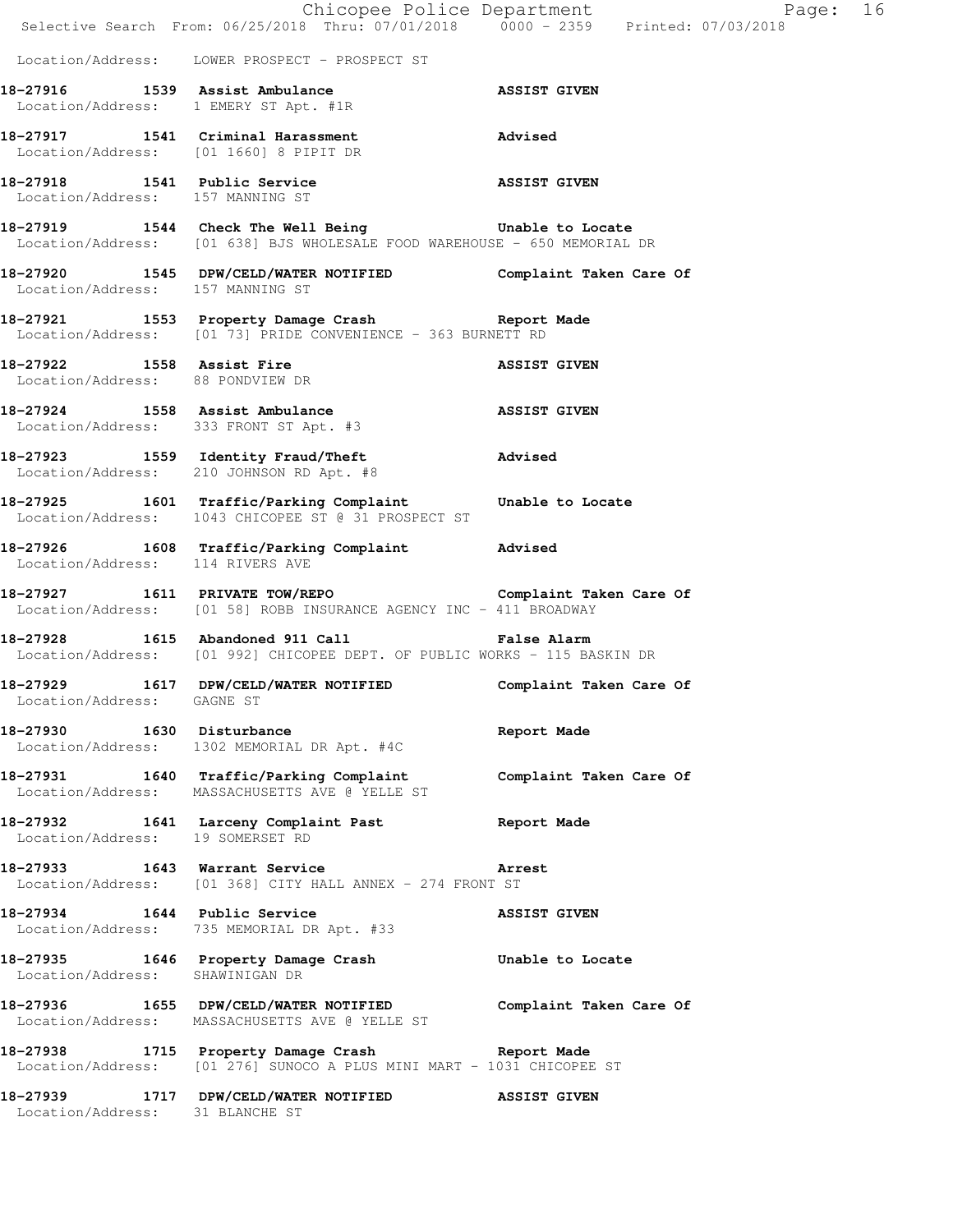Location/Address: LOWER PROSPECT - PROSPECT ST

**18-27916 1539 Assist Ambulance** **ASSIST GIVEN**
Location/Address: 1 EMERY ST Apt. #1R

**18-27917 1541 Criminal Harassment** **Advised**
Location/Address: [01 1660] 8 PIPIT DR

**18-27918 1541 Public Service** **ASSIST GIVEN**
Location/Address: 157 MANNING ST

**18-27919 1544 Check The Well Being** **Unable to Locate**
Location/Address: [01 638] BJS WHOLESALE FOOD WAREHOUSE - 650 MEMORIAL DR

**18-27920 1545 DPW/CELD/WATER NOTIFIED** **Complaint Taken Care Of**
Location/Address: 157 MANNING ST

**18-27921 1553 Property Damage Crash** **Report Made**
Location/Address: [01 73] PRIDE CONVENIENCE - 363 BURNETT RD

**18-27922 1558 Assist Fire** **ASSIST GIVEN**
Location/Address: 88 PONDVIEW DR

**18-27924 1558 Assist Ambulance** **ASSIST GIVEN**
Location/Address: 333 FRONT ST Apt. #3

**18-27923 1559 Identity Fraud/Theft** **Advised**
Location/Address: 210 JOHNSON RD Apt. #8

**18-27925 1601 Traffic/Parking Complaint** **Unable to Locate**
Location/Address: 1043 CHICOPEE ST @ 31 PROSPECT ST

**18-27926 1608 Traffic/Parking Complaint** **Advised**
Location/Address: 114 RIVERS AVE

**18-27927 1611 PRIVATE TOW/REPO** **Complaint Taken Care Of**
Location/Address: [01 58] ROBB INSURANCE AGENCY INC - 411 BROADWAY

**18-27928 1615 Abandoned 911 Call** **False Alarm**
Location/Address: [01 992] CHICOPEE DEPT. OF PUBLIC WORKS - 115 BASKIN DR

**18-27929 1617 DPW/CELD/WATER NOTIFIED** **Complaint Taken Care Of**
Location/Address: GAGNE ST

**18-27930 1630 Disturbance** **Report Made**
Location/Address: 1302 MEMORIAL DR Apt. #4C

**18-27931 1640 Traffic/Parking Complaint** **Complaint Taken Care Of**
Location/Address: MASSACHUSETTS AVE @ YELLE ST

**18-27932 1641 Larceny Complaint Past** **Report Made**
Location/Address: 19 SOMERSET RD

**18-27933 1643 Warrant Service** **Arrest**
Location/Address: [01 368] CITY HALL ANNEX - 274 FRONT ST

**18-27934 1644 Public Service** **ASSIST GIVEN**
Location/Address: 735 MEMORIAL DR Apt. #33

**18-27935 1646 Property Damage Crash** **Unable to Locate**
Location/Address: SHAWINIGAN DR

**18-27936 1655 DPW/CELD/WATER NOTIFIED** **Complaint Taken Care Of**
Location/Address: MASSACHUSETTS AVE @ YELLE ST

**18-27938 1715 Property Damage Crash** **Report Made**
Location/Address: [01 276] SUNOCO A PLUS MINI MART - 1031 CHICOPEE ST

**18-27939 1717 DPW/CELD/WATER NOTIFIED** **ASSIST GIVEN**
Location/Address: 31 BLANCHE ST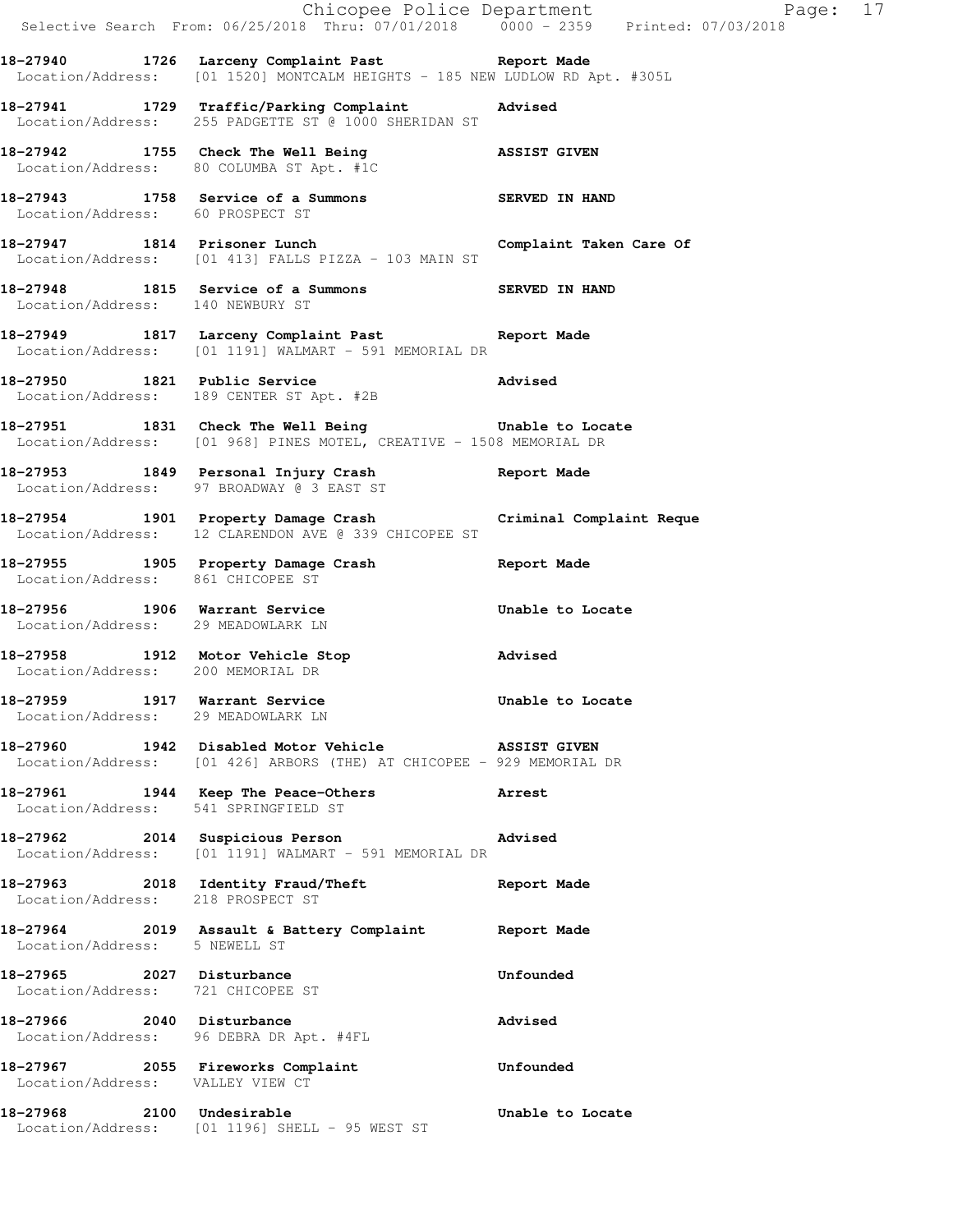**18-27940 1726 Larceny Complaint Past Report Made**
Location/Address: [01 1520] MONTCALM HEIGHTS - 185 NEW LUDLOW RD Apt. #305L

**18-27941 1729 Traffic/Parking Complaint Advised**
Location/Address: 255 PADGETTE ST @ 1000 SHERIDAN ST

**18-27942 1755 Check The Well Being ASSIST GIVEN**
Location/Address: 80 COLUMBA ST Apt. #1C

**18-27943 1758 Service of a Summons SERVED IN HAND**
Location/Address: 60 PROSPECT ST

**18-27947 1814 Prisoner Lunch Complaint Taken Care Of**
Location/Address: [01 413] FALLS PIZZA - 103 MAIN ST

**18-27948 1815 Service of a Summons SERVED IN HAND**
Location/Address: 140 NEWBURY ST

**18-27949 1817 Larceny Complaint Past Report Made**
Location/Address: [01 1191] WALMART - 591 MEMORIAL DR

**18-27950 1821 Public Service Advised**
Location/Address: 189 CENTER ST Apt. #2B

**18-27951 1831 Check The Well Being Unable to Locate**
Location/Address: [01 968] PINES MOTEL, CREATIVE - 1508 MEMORIAL DR

**18-27953 1849 Personal Injury Crash Report Made**
Location/Address: 97 BROADWAY @ 3 EAST ST

**18-27954 1901 Property Damage Crash Criminal Complaint Reque**
Location/Address: 12 CLARENDON AVE @ 339 CHICOPEE ST

**18-27955 1905 Property Damage Crash Report Made**
Location/Address: 861 CHICOPEE ST

**18-27956 1906 Warrant Service Unable to Locate**
Location/Address: 29 MEADOWLARK LN

**18-27958 1912 Motor Vehicle Stop Advised**
Location/Address: 200 MEMORIAL DR

**18-27959 1917 Warrant Service Unable to Locate**
Location/Address: 29 MEADOWLARK LN

**18-27960 1942 Disabled Motor Vehicle ASSIST GIVEN**
Location/Address: [01 426] ARBORS (THE) AT CHICOPEE - 929 MEMORIAL DR

**18-27961 1944 Keep The Peace-Others Arrest**
Location/Address: 541 SPRINGFIELD ST

**18-27962 2014 Suspicious Person Advised**
Location/Address: [01 1191] WALMART - 591 MEMORIAL DR

**18-27963 2018 Identity Fraud/Theft Report Made**
Location/Address: 218 PROSPECT ST

**18-27964 2019 Assault & Battery Complaint Report Made**
Location/Address: 5 NEWELL ST

**18-27965 2027 Disturbance Unfounded**
Location/Address: 721 CHICOPEE ST

**18-27966 2040 Disturbance Advised**
Location/Address: 96 DEBRA DR Apt. #4FL

**18-27967 2055 Fireworks Complaint Unfounded**
Location/Address: VALLEY VIEW CT

**18-27968 2100 Undesirable Unable to Locate**
Location/Address: [01 1196] SHELL - 95 WEST ST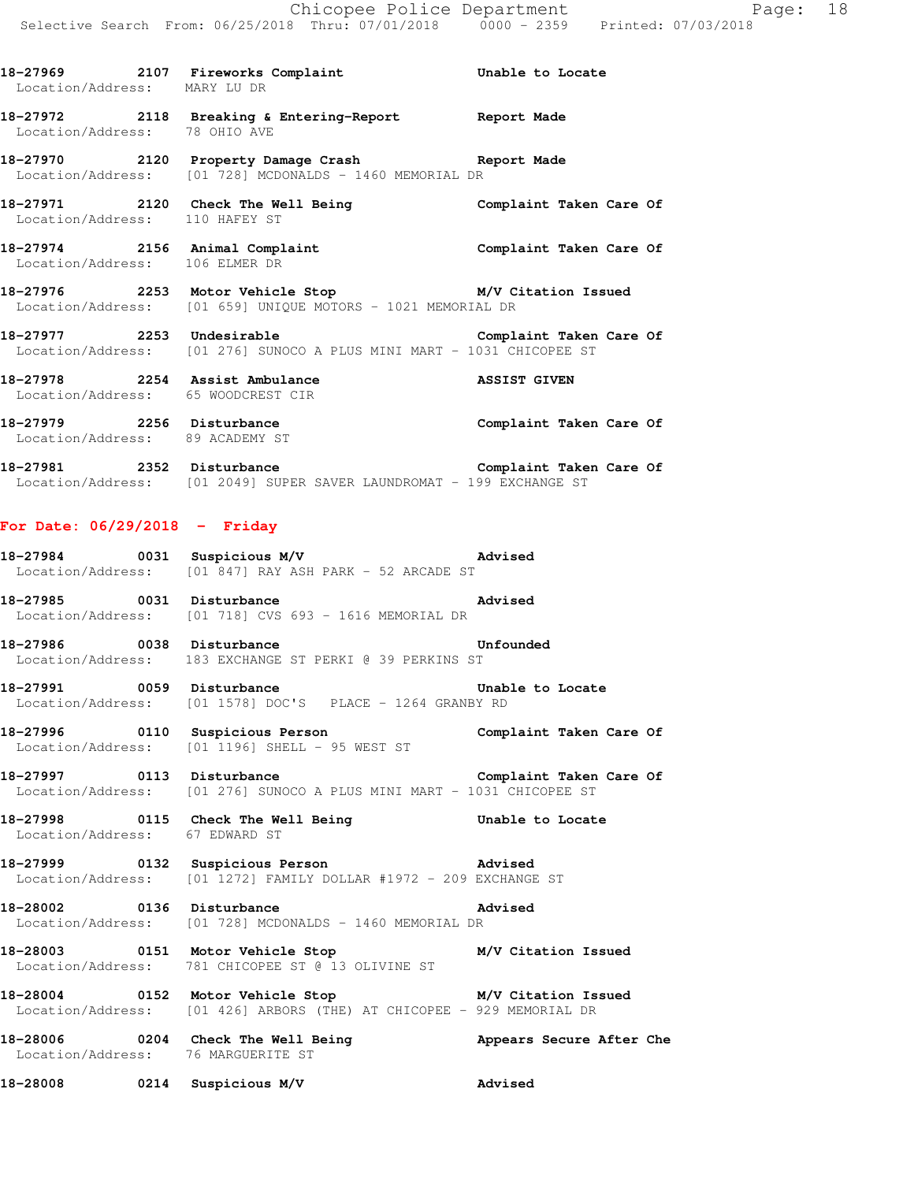18-27969 2107 Fireworks Complaint Unable to Locate
Location/Address: MARY LU DR

18-27972 2118 Breaking & Entering-Report Report Made
Location/Address: 78 OHIO AVE

18-27970 2120 Property Damage Crash Report Made
Location/Address: [01 728] MCDONALDS - 1460 MEMORIAL DR

18-27971 2120 Check The Well Being Complaint Taken Care Of
Location/Address: 110 HAFEY ST

18-27974 2156 Animal Complaint Complaint Taken Care Of
Location/Address: 106 ELMER DR

18-27976 2253 Motor Vehicle Stop M/V Citation Issued
Location/Address: [01 659] UNIQUE MOTORS - 1021 MEMORIAL DR

18-27977 2253 Undesirable Complaint Taken Care Of
Location/Address: [01 276] SUNOCO A PLUS MINI MART - 1031 CHICOPEE ST

18-27978 2254 Assist Ambulance ASSIST GIVEN
Location/Address: 65 WOODCREST CIR

18-27979 2256 Disturbance Complaint Taken Care Of
Location/Address: 89 ACADEMY ST

18-27981 2352 Disturbance Complaint Taken Care Of
Location/Address: [01 2049] SUPER SAVER LAUNDROMAT - 199 EXCHANGE ST

## For Date: 06/29/2018 - Friday

18-27984 0031 Suspicious M/V Advised
Location/Address: [01 847] RAY ASH PARK - 52 ARCADE ST

18-27985 0031 Disturbance Advised
Location/Address: [01 718] CVS 693 - 1616 MEMORIAL DR

18-27986 0038 Disturbance Unfounded
Location/Address: 183 EXCHANGE ST PERKI @ 39 PERKINS ST

18-27991 0059 Disturbance Unable to Locate
Location/Address: [01 1578] DOC'S PLACE - 1264 GRANBY RD

18-27996 0110 Suspicious Person Complaint Taken Care Of
Location/Address: [01 1196] SHELL - 95 WEST ST

18-27997 0113 Disturbance Complaint Taken Care Of
Location/Address: [01 276] SUNOCO A PLUS MINI MART - 1031 CHICOPEE ST

18-27998 0115 Check The Well Being Unable to Locate
Location/Address: 67 EDWARD ST

18-27999 0132 Suspicious Person Advised
Location/Address: [01 1272] FAMILY DOLLAR #1972 - 209 EXCHANGE ST

18-28002 0136 Disturbance Advised
Location/Address: [01 728] MCDONALDS - 1460 MEMORIAL DR

18-28003 0151 Motor Vehicle Stop M/V Citation Issued
Location/Address: 781 CHICOPEE ST @ 13 OLIVINE ST

18-28004 0152 Motor Vehicle Stop M/V Citation Issued
Location/Address: [01 426] ARBORS (THE) AT CHICOPEE - 929 MEMORIAL DR

18-28006 0204 Check The Well Being Appears Secure After Che
Location/Address: 76 MARGUERITE ST

18-28008 0214 Suspicious M/V Advised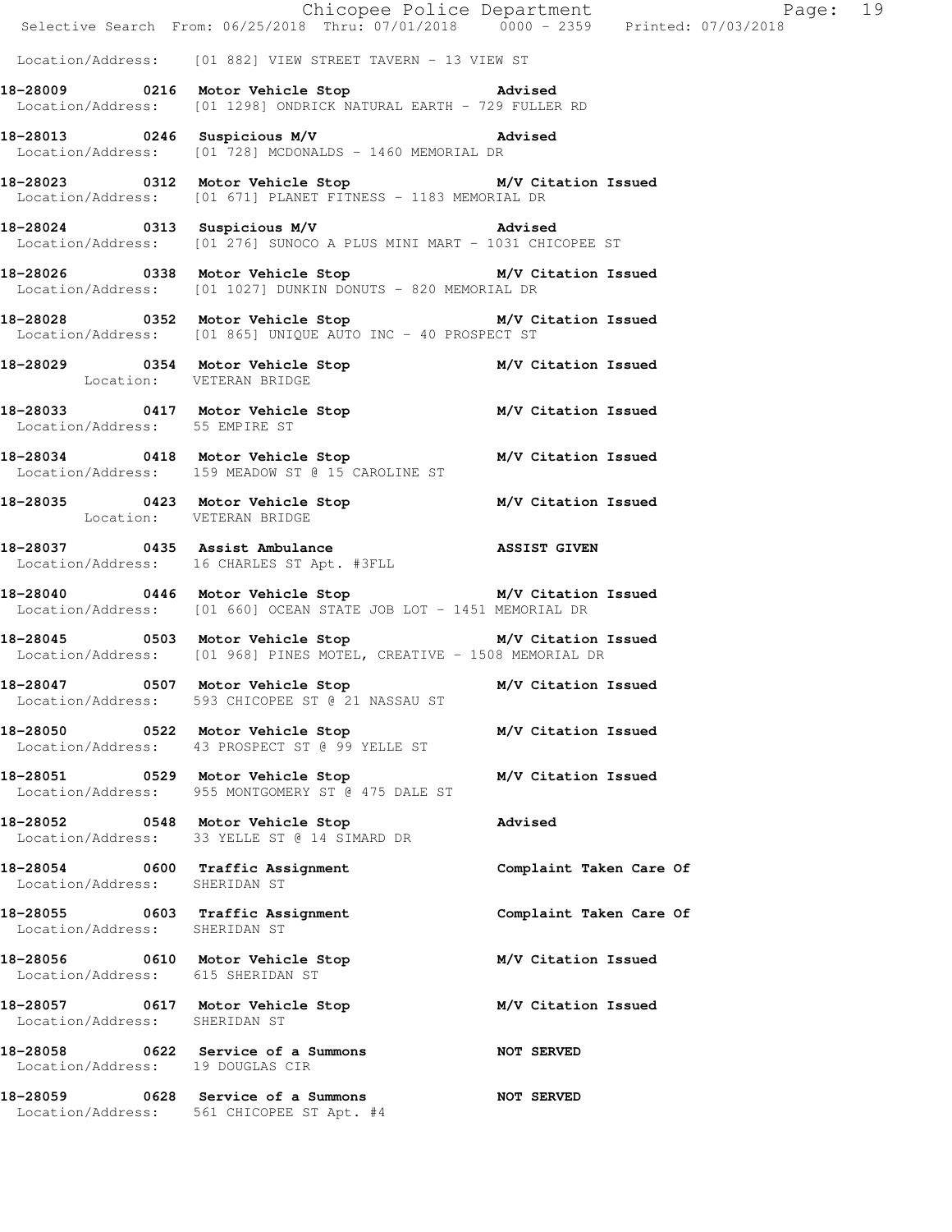Location/Address: [01 882] VIEW STREET TAVERN - 13 VIEW ST

**18-28009 0216 Motor Vehicle Stop** **Advised**
Location/Address: [01 1298] ONDRICK NATURAL EARTH - 729 FULLER RD

**18-28013 0246 Suspicious M/V** **Advised**
Location/Address: [01 728] MCDONALDS - 1460 MEMORIAL DR

**18-28023 0312 Motor Vehicle Stop** **M/V Citation Issued**
Location/Address: [01 671] PLANET FITNESS - 1183 MEMORIAL DR

**18-28024 0313 Suspicious M/V** **Advised**
Location/Address: [01 276] SUNOCO A PLUS MINI MART - 1031 CHICOPEE ST

**18-28026 0338 Motor Vehicle Stop** **M/V Citation Issued**
Location/Address: [01 1027] DUNKIN DONUTS - 820 MEMORIAL DR

**18-28028 0352 Motor Vehicle Stop** **M/V Citation Issued**
Location/Address: [01 865] UNIQUE AUTO INC - 40 PROSPECT ST

**18-28029 0354 Motor Vehicle Stop** **M/V Citation Issued**
Location: VETERAN BRIDGE

**18-28033 0417 Motor Vehicle Stop** **M/V Citation Issued**
Location/Address: 55 EMPIRE ST

**18-28034 0418 Motor Vehicle Stop** **M/V Citation Issued**
Location/Address: 159 MEADOW ST @ 15 CAROLINE ST

**18-28035 0423 Motor Vehicle Stop** **M/V Citation Issued**
Location: VETERAN BRIDGE

**18-28037 0435 Assist Ambulance** **ASSIST GIVEN**
Location/Address: 16 CHARLES ST Apt. #3FLL

**18-28040 0446 Motor Vehicle Stop** **M/V Citation Issued**
Location/Address: [01 660] OCEAN STATE JOB LOT - 1451 MEMORIAL DR

**18-28045 0503 Motor Vehicle Stop** **M/V Citation Issued**
Location/Address: [01 968] PINES MOTEL, CREATIVE - 1508 MEMORIAL DR

**18-28047 0507 Motor Vehicle Stop** **M/V Citation Issued**
Location/Address: 593 CHICOPEE ST @ 21 NASSAU ST

**18-28050 0522 Motor Vehicle Stop** **M/V Citation Issued**
Location/Address: 43 PROSPECT ST @ 99 YELLE ST

**18-28051 0529 Motor Vehicle Stop** **M/V Citation Issued**
Location/Address: 955 MONTGOMERY ST @ 475 DALE ST

**18-28052 0548 Motor Vehicle Stop** **Advised**
Location/Address: 33 YELLE ST @ 14 SIMARD DR

**18-28054 0600 Traffic Assignment** **Complaint Taken Care Of**
Location/Address: SHERIDAN ST

**18-28055 0603 Traffic Assignment** **Complaint Taken Care Of**
Location/Address: SHERIDAN ST

**18-28056 0610 Motor Vehicle Stop** **M/V Citation Issued**
Location/Address: 615 SHERIDAN ST

**18-28057 0617 Motor Vehicle Stop** **M/V Citation Issued**
Location/Address: SHERIDAN ST

**18-28058 0622 Service of a Summons** **NOT SERVED**
Location/Address: 19 DOUGLAS CIR

**18-28059 0628 Service of a Summons** **NOT SERVED**
Location/Address: 561 CHICOPEE ST Apt. #4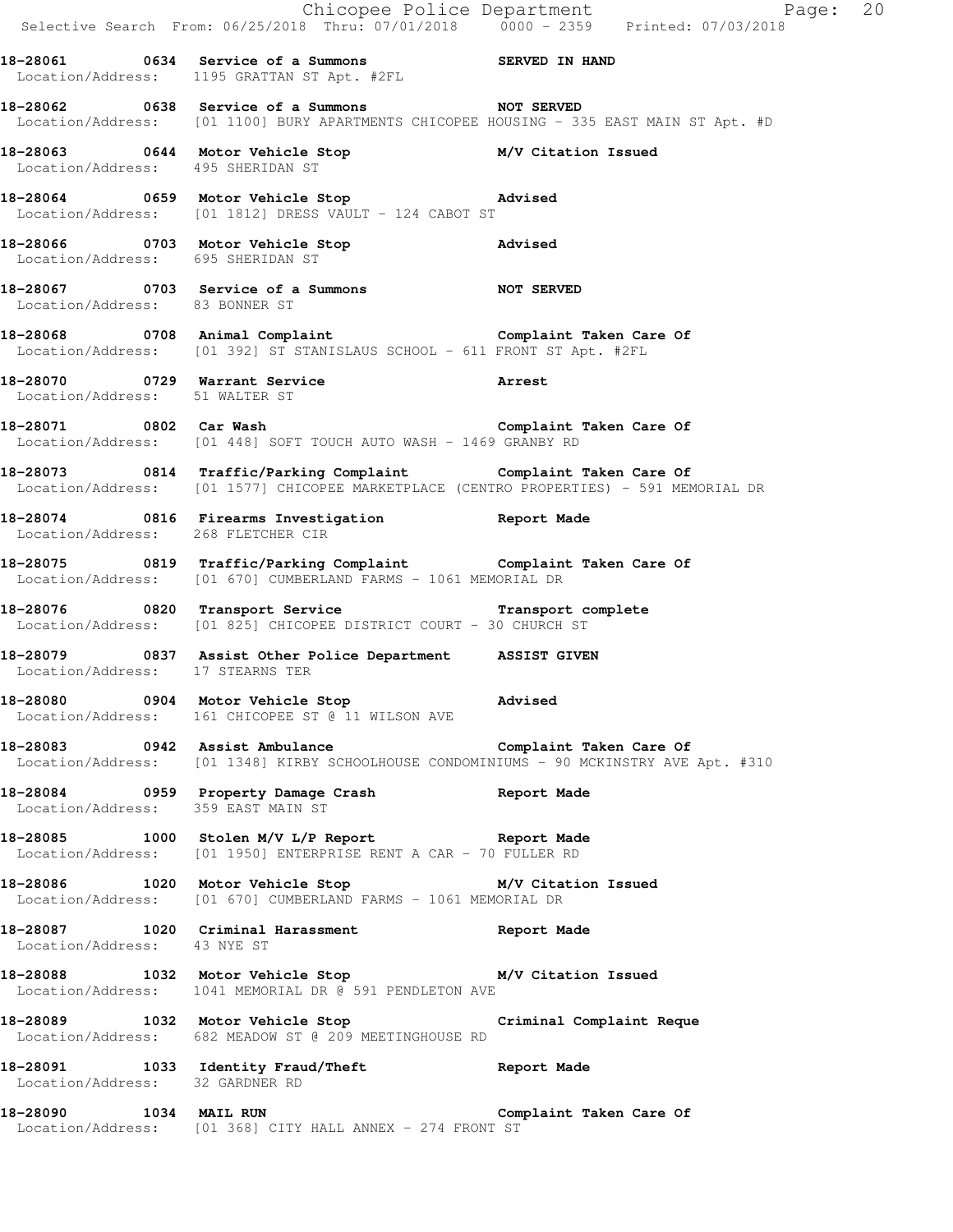**18-28061 0634 Service of a Summons SERVED IN HAND**
Location/Address: 1195 GRATTAN ST Apt. #2FL

**18-28062 0638 Service of a Summons NOT SERVED**
Location/Address: [01 1100] BURY APARTMENTS CHICOPEE HOUSING - 335 EAST MAIN ST Apt. #D

**18-28063 0644 Motor Vehicle Stop M/V Citation Issued**
Location/Address: 495 SHERIDAN ST

**18-28064 0659 Motor Vehicle Stop Advised**
Location/Address: [01 1812] DRESS VAULT - 124 CABOT ST

**18-28066 0703 Motor Vehicle Stop Advised**
Location/Address: 695 SHERIDAN ST

**18-28067 0703 Service of a Summons NOT SERVED**
Location/Address: 83 BONNER ST

**18-28068 0708 Animal Complaint Complaint Taken Care Of**
Location/Address: [01 392] ST STANISLAUS SCHOOL - 611 FRONT ST Apt. #2FL

**18-28070 0729 Warrant Service Arrest**
Location/Address: 51 WALTER ST

**18-28071 0802 Car Wash Complaint Taken Care Of**
Location/Address: [01 448] SOFT TOUCH AUTO WASH - 1469 GRANBY RD

**18-28073 0814 Traffic/Parking Complaint Complaint Taken Care Of**
Location/Address: [01 1577] CHICOPEE MARKETPLACE (CENTRO PROPERTIES) - 591 MEMORIAL DR

**18-28074 0816 Firearms Investigation Report Made**
Location/Address: 268 FLETCHER CIR

**18-28075 0819 Traffic/Parking Complaint Complaint Taken Care Of**
Location/Address: [01 670] CUMBERLAND FARMS - 1061 MEMORIAL DR

**18-28076 0820 Transport Service Transport complete**
Location/Address: [01 825] CHICOPEE DISTRICT COURT - 30 CHURCH ST

**18-28079 0837 Assist Other Police Department ASSIST GIVEN**
Location/Address: 17 STEARNS TER

**18-28080 0904 Motor Vehicle Stop Advised**
Location/Address: 161 CHICOPEE ST @ 11 WILSON AVE

**18-28083 0942 Assist Ambulance Complaint Taken Care Of**
Location/Address: [01 1348] KIRBY SCHOOLHOUSE CONDOMINIUMS - 90 MCKINSTRY AVE Apt. #310

**18-28084 0959 Property Damage Crash Report Made**
Location/Address: 359 EAST MAIN ST

**18-28085 1000 Stolen M/V L/P Report Report Made**
Location/Address: [01 1950] ENTERPRISE RENT A CAR - 70 FULLER RD

**18-28086 1020 Motor Vehicle Stop M/V Citation Issued**
Location/Address: [01 670] CUMBERLAND FARMS - 1061 MEMORIAL DR

**18-28087 1020 Criminal Harassment Report Made**
Location/Address: 43 NYE ST

**18-28088 1032 Motor Vehicle Stop M/V Citation Issued**
Location/Address: 1041 MEMORIAL DR @ 591 PENDLETON AVE

**18-28089 1032 Motor Vehicle Stop Criminal Complaint Reque**
Location/Address: 682 MEADOW ST @ 209 MEETINGHOUSE RD

**18-28091 1033 Identity Fraud/Theft Report Made**
Location/Address: 32 GARDNER RD

**18-28090 1034 MAIL RUN Complaint Taken Care Of**
Location/Address: [01 368] CITY HALL ANNEX - 274 FRONT ST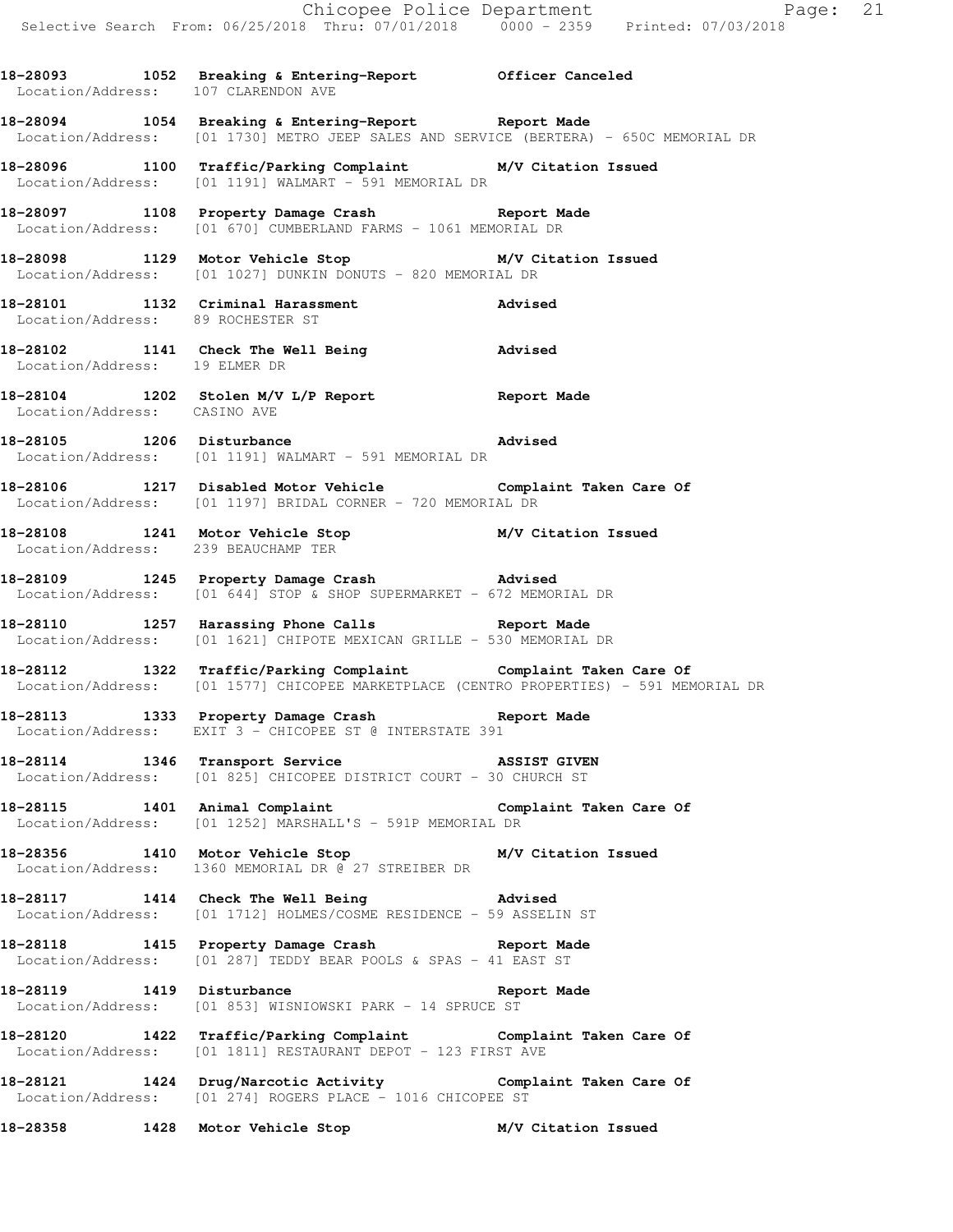18-28093 1052 Breaking & Entering-Report Officer Canceled
Location/Address: 107 CLARENDON AVE

18-28094 1054 Breaking & Entering-Report Report Made
Location/Address: [01 1730] METRO JEEP SALES AND SERVICE (BERTERA) - 650C MEMORIAL DR

18-28096 1100 Traffic/Parking Complaint M/V Citation Issued
Location/Address: [01 1191] WALMART - 591 MEMORIAL DR

18-28097 1108 Property Damage Crash Report Made
Location/Address: [01 670] CUMBERLAND FARMS - 1061 MEMORIAL DR

18-28098 1129 Motor Vehicle Stop M/V Citation Issued
Location/Address: [01 1027] DUNKIN DONUTS - 820 MEMORIAL DR

18-28101 1132 Criminal Harassment Advised
Location/Address: 89 ROCHESTER ST

18-28102 1141 Check The Well Being Advised
Location/Address: 19 ELMER DR

18-28104 1202 Stolen M/V L/P Report Report Made
Location/Address: CASINO AVE

18-28105 1206 Disturbance Advised
Location/Address: [01 1191] WALMART - 591 MEMORIAL DR

18-28106 1217 Disabled Motor Vehicle Complaint Taken Care Of
Location/Address: [01 1197] BRIDAL CORNER - 720 MEMORIAL DR

18-28108 1241 Motor Vehicle Stop M/V Citation Issued
Location/Address: 239 BEAUCHAMP TER

18-28109 1245 Property Damage Crash Advised
Location/Address: [01 644] STOP & SHOP SUPERMARKET - 672 MEMORIAL DR

18-28110 1257 Harassing Phone Calls Report Made
Location/Address: [01 1621] CHIPOTE MEXICAN GRILLE - 530 MEMORIAL DR

18-28112 1322 Traffic/Parking Complaint Complaint Taken Care Of
Location/Address: [01 1577] CHICOPEE MARKETPLACE (CENTRO PROPERTIES) - 591 MEMORIAL DR

18-28113 1333 Property Damage Crash Report Made
Location/Address: EXIT 3 - CHICOPEE ST @ INTERSTATE 391

18-28114 1346 Transport Service ASSIST GIVEN
Location/Address: [01 825] CHICOPEE DISTRICT COURT - 30 CHURCH ST

18-28115 1401 Animal Complaint Complaint Taken Care Of
Location/Address: [01 1252] MARSHALL'S - 591P MEMORIAL DR

18-28356 1410 Motor Vehicle Stop M/V Citation Issued
Location/Address: 1360 MEMORIAL DR @ 27 STREIBER DR

18-28117 1414 Check The Well Being Advised
Location/Address: [01 1712] HOLMES/COSME RESIDENCE - 59 ASSELIN ST

18-28118 1415 Property Damage Crash Report Made
Location/Address: [01 287] TEDDY BEAR POOLS & SPAS - 41 EAST ST

18-28119 1419 Disturbance Report Made
Location/Address: [01 853] WISNIOWSKI PARK - 14 SPRUCE ST

18-28120 1422 Traffic/Parking Complaint Complaint Taken Care Of
Location/Address: [01 1811] RESTAURANT DEPOT - 123 FIRST AVE

18-28121 1424 Drug/Narcotic Activity Complaint Taken Care Of
Location/Address: [01 274] ROGERS PLACE - 1016 CHICOPEE ST

18-28358 1428 Motor Vehicle Stop M/V Citation Issued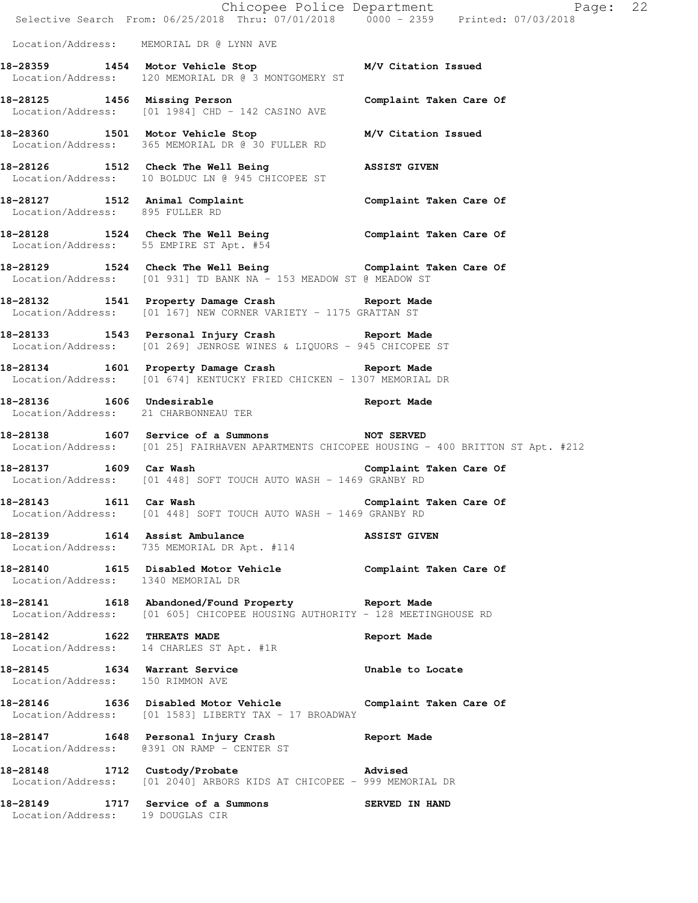Location/Address: MEMORIAL DR @ LYNN AVE

**18-28359 1454 Motor Vehicle Stop M/V Citation Issued**
Location/Address: 120 MEMORIAL DR @ 3 MONTGOMERY ST

**18-28125 1456 Missing Person Complaint Taken Care Of**
Location/Address: [01 1984] CHD - 142 CASINO AVE

**18-28360 1501 Motor Vehicle Stop M/V Citation Issued**
Location/Address: 365 MEMORIAL DR @ 30 FULLER RD

**18-28126 1512 Check The Well Being ASSIST GIVEN**
Location/Address: 10 BOLDUC LN @ 945 CHICOPEE ST

**18-28127 1512 Animal Complaint Complaint Taken Care Of**
Location/Address: 895 FULLER RD

**18-28128 1524 Check The Well Being Complaint Taken Care Of**
Location/Address: 55 EMPIRE ST Apt. #54

**18-28129 1524 Check The Well Being Complaint Taken Care Of**
Location/Address: [01 931] TD BANK NA - 153 MEADOW ST @ MEADOW ST

**18-28132 1541 Property Damage Crash Report Made**
Location/Address: [01 167] NEW CORNER VARIETY - 1175 GRATTAN ST

**18-28133 1543 Personal Injury Crash Report Made**
Location/Address: [01 269] JENROSE WINES & LIQUORS - 945 CHICOPEE ST

**18-28134 1601 Property Damage Crash Report Made**
Location/Address: [01 674] KENTUCKY FRIED CHICKEN - 1307 MEMORIAL DR

**18-28136 1606 Undesirable Report Made**
Location/Address: 21 CHARBONNEAU TER

**18-28138 1607 Service of a Summons NOT SERVED**
Location/Address: [01 25] FAIRHAVEN APARTMENTS CHICOPEE HOUSING - 400 BRITTON ST Apt. #212

**18-28137 1609 Car Wash Complaint Taken Care Of**
Location/Address: [01 448] SOFT TOUCH AUTO WASH - 1469 GRANBY RD

**18-28143 1611 Car Wash Complaint Taken Care Of**
Location/Address: [01 448] SOFT TOUCH AUTO WASH - 1469 GRANBY RD

**18-28139 1614 Assist Ambulance ASSIST GIVEN**
Location/Address: 735 MEMORIAL DR Apt. #114

**18-28140 1615 Disabled Motor Vehicle Complaint Taken Care Of**
Location/Address: 1340 MEMORIAL DR

**18-28141 1618 Abandoned/Found Property Report Made**
Location/Address: [01 605] CHICOPEE HOUSING AUTHORITY - 128 MEETINGHOUSE RD

**18-28142 1622 THREATS MADE Report Made**
Location/Address: 14 CHARLES ST Apt. #1R

**18-28145 1634 Warrant Service Unable to Locate**
Location/Address: 150 RIMMON AVE

**18-28146 1636 Disabled Motor Vehicle Complaint Taken Care Of**
Location/Address: [01 1583] LIBERTY TAX - 17 BROADWAY

**18-28147 1648 Personal Injury Crash Report Made**
Location/Address: @391 ON RAMP - CENTER ST

**18-28148 1712 Custody/Probate Advised**
Location/Address: [01 2040] ARBORS KIDS AT CHICOPEE - 999 MEMORIAL DR

**18-28149 1717 Service of a Summons SERVED IN HAND**
Location/Address: 19 DOUGLAS CIR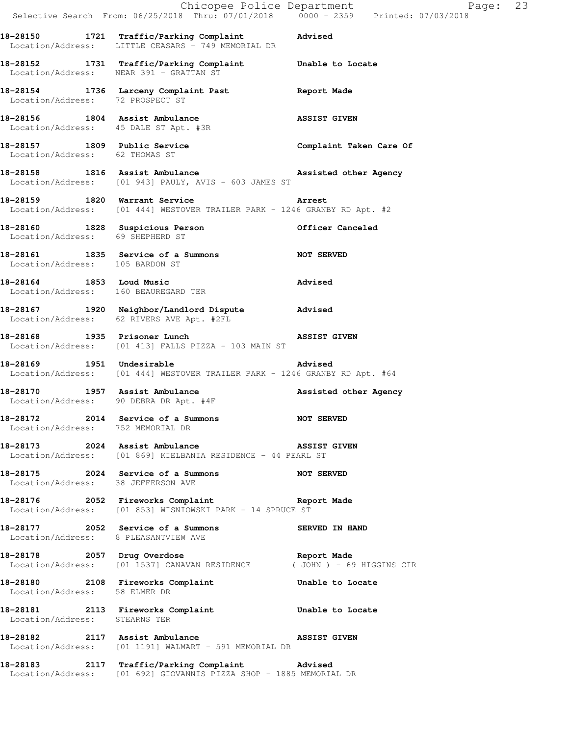**18-28150 1721 Traffic/Parking Complaint Advised**
Location/Address: LITTLE CEASARS - 749 MEMORIAL DR

**18-28152 1731 Traffic/Parking Complaint Unable to Locate**
Location/Address: NEAR 391 - GRATTAN ST

**18-28154 1736 Larceny Complaint Past Report Made**
Location/Address: 72 PROSPECT ST

**18-28156 1804 Assist Ambulance ASSIST GIVEN**
Location/Address: 45 DALE ST Apt. #3R

**18-28157 1809 Public Service Complaint Taken Care Of**
Location/Address: 62 THOMAS ST

**18-28158 1816 Assist Ambulance Assisted other Agency**
Location/Address: [01 943] PAULY, AVIS - 603 JAMES ST

**18-28159 1820 Warrant Service Arrest**
Location/Address: [01 444] WESTOVER TRAILER PARK - 1246 GRANBY RD Apt. #2

**18-28160 1828 Suspicious Person Officer Canceled**
Location/Address: 69 SHEPHERD ST

**18-28161 1835 Service of a Summons NOT SERVED**
Location/Address: 105 BARDON ST

**18-28164 1853 Loud Music Advised**
Location/Address: 160 BEAUREGARD TER

**18-28167 1920 Neighbor/Landlord Dispute Advised**
Location/Address: 62 RIVERS AVE Apt. #2FL

**18-28168 1935 Prisoner Lunch ASSIST GIVEN**
Location/Address: [01 413] FALLS PIZZA - 103 MAIN ST

**18-28169 1951 Undesirable Advised**
Location/Address: [01 444] WESTOVER TRAILER PARK - 1246 GRANBY RD Apt. #64

**18-28170 1957 Assist Ambulance Assisted other Agency**
Location/Address: 90 DEBRA DR Apt. #4F

**18-28172 2014 Service of a Summons NOT SERVED**
Location/Address: 752 MEMORIAL DR

**18-28173 2024 Assist Ambulance ASSIST GIVEN**
Location/Address: [01 869] KIELBANIA RESIDENCE - 44 PEARL ST

**18-28175 2024 Service of a Summons NOT SERVED**
Location/Address: 38 JEFFERSON AVE

**18-28176 2052 Fireworks Complaint Report Made**
Location/Address: [01 853] WISNIOWSKI PARK - 14 SPRUCE ST

**18-28177 2052 Service of a Summons SERVED IN HAND**
Location/Address: 8 PLEASANTVIEW AVE

**18-28178 2057 Drug Overdose Report Made**
Location/Address: [01 1537] CANAVAN RESIDENCE ( JOHN ) - 69 HIGGINS CIR

**18-28180 2108 Fireworks Complaint Unable to Locate**
Location/Address: 58 ELMER DR

**18-28181 2113 Fireworks Complaint Unable to Locate**
Location/Address: STEARNS TER

**18-28182 2117 Assist Ambulance ASSIST GIVEN**
Location/Address: [01 1191] WALMART - 591 MEMORIAL DR

**18-28183 2117 Traffic/Parking Complaint Advised**
Location/Address: [01 692] GIOVANNIS PIZZA SHOP - 1885 MEMORIAL DR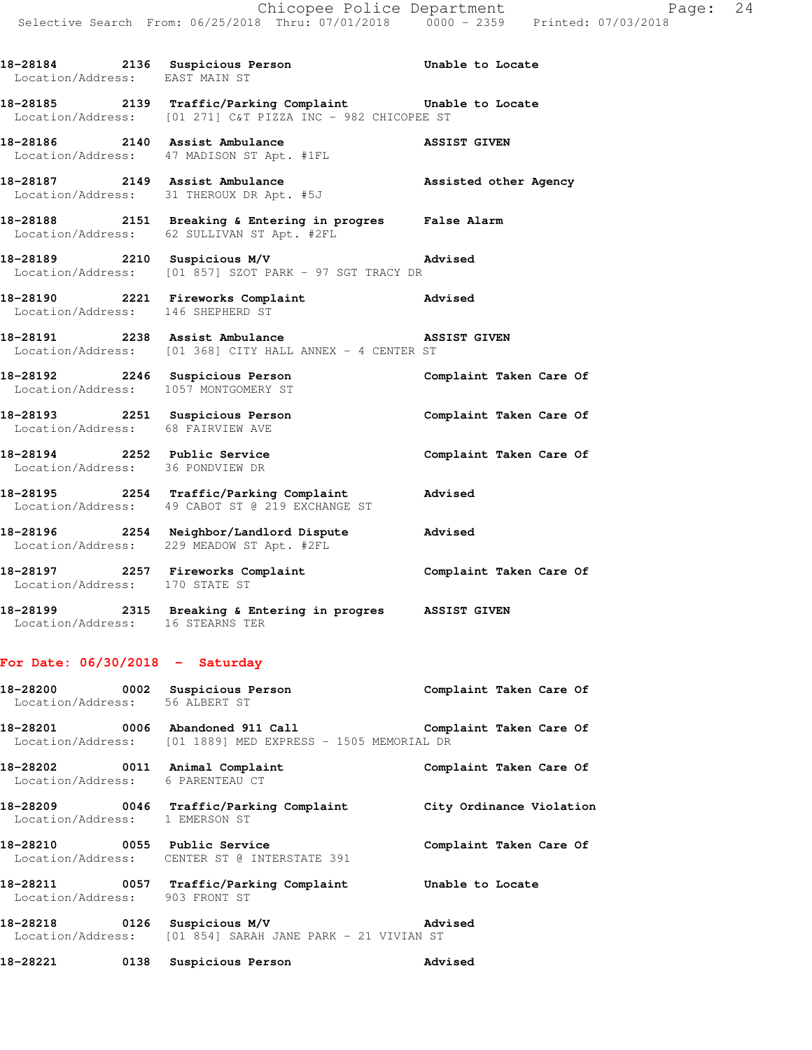18-28184 2136 Suspicious Person Unable to Locate
Location/Address: EAST MAIN ST

18-28185 2139 Traffic/Parking Complaint Unable to Locate
Location/Address: [01 271] C&T PIZZA INC - 982 CHICOPEE ST

18-28186 2140 Assist Ambulance ASSIST GIVEN
Location/Address: 47 MADISON ST Apt. #1FL

18-28187 2149 Assist Ambulance Assisted other Agency
Location/Address: 31 THEROUX DR Apt. #5J

18-28188 2151 Breaking & Entering in progres False Alarm
Location/Address: 62 SULLIVAN ST Apt. #2FL

18-28189 2210 Suspicious M/V Advised
Location/Address: [01 857] SZOT PARK - 97 SGT TRACY DR

18-28190 2221 Fireworks Complaint Advised
Location/Address: 146 SHEPHERD ST

18-28191 2238 Assist Ambulance ASSIST GIVEN
Location/Address: [01 368] CITY HALL ANNEX - 4 CENTER ST

18-28192 2246 Suspicious Person Complaint Taken Care Of
Location/Address: 1057 MONTGOMERY ST

18-28193 2251 Suspicious Person Complaint Taken Care Of
Location/Address: 68 FAIRVIEW AVE

18-28194 2252 Public Service Complaint Taken Care Of
Location/Address: 36 PONDVIEW DR

18-28195 2254 Traffic/Parking Complaint Advised
Location/Address: 49 CABOT ST @ 219 EXCHANGE ST

18-28196 2254 Neighbor/Landlord Dispute Advised
Location/Address: 229 MEADOW ST Apt. #2FL

18-28197 2257 Fireworks Complaint Complaint Taken Care Of
Location/Address: 170 STATE ST

18-28199 2315 Breaking & Entering in progres ASSIST GIVEN
Location/Address: 16 STEARNS TER

## For Date: 06/30/2018 - Saturday

18-28200 0002 Suspicious Person Complaint Taken Care Of
Location/Address: 56 ALBERT ST

18-28201 0006 Abandoned 911 Call Complaint Taken Care Of
Location/Address: [01 1889] MED EXPRESS - 1505 MEMORIAL DR

18-28202 0011 Animal Complaint Complaint Taken Care Of
Location/Address: 6 PARENTEAU CT

18-28209 0046 Traffic/Parking Complaint City Ordinance Violation
Location/Address: 1 EMERSON ST

18-28210 0055 Public Service Complaint Taken Care Of
Location/Address: CENTER ST @ INTERSTATE 391

18-28211 0057 Traffic/Parking Complaint Unable to Locate
Location/Address: 903 FRONT ST

18-28218 0126 Suspicious M/V Advised
Location/Address: [01 854] SARAH JANE PARK - 21 VIVIAN ST

18-28221 0138 Suspicious Person Advised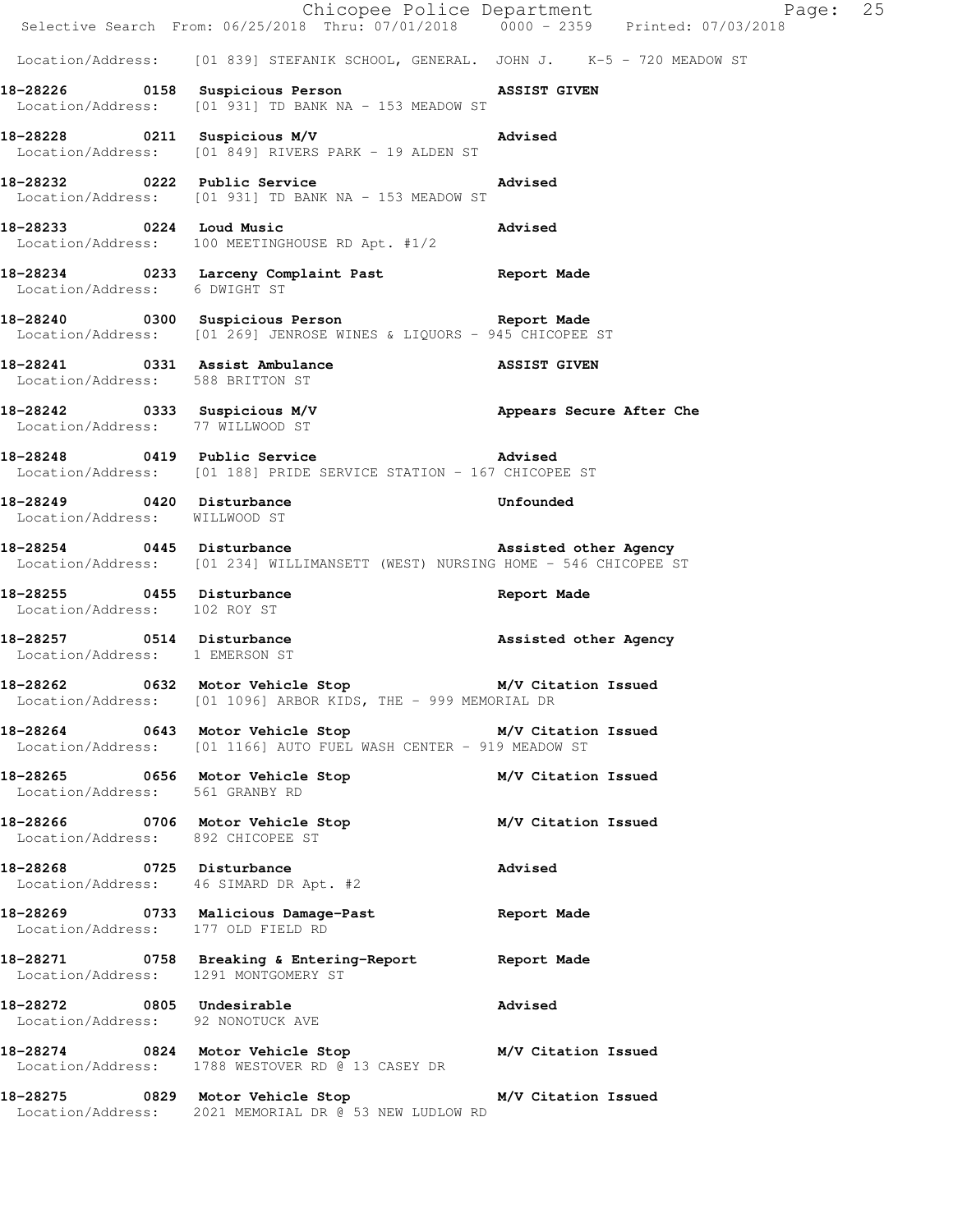Location/Address: [01 839] STEFANIK SCHOOL, GENERAL. JOHN J. K-5 - 720 MEADOW ST

**18-28226 0158 Suspicious Person** **ASSIST GIVEN**
Location/Address: [01 931] TD BANK NA - 153 MEADOW ST

**18-28228 0211 Suspicious M/V** **Advised**
Location/Address: [01 849] RIVERS PARK - 19 ALDEN ST

**18-28232 0222 Public Service** **Advised**
Location/Address: [01 931] TD BANK NA - 153 MEADOW ST

**18-28233 0224 Loud Music** **Advised**
Location/Address: 100 MEETINGHOUSE RD Apt. #1/2

**18-28234 0233 Larceny Complaint Past** **Report Made**
Location/Address: 6 DWIGHT ST

**18-28240 0300 Suspicious Person** **Report Made**
Location/Address: [01 269] JENROSE WINES & LIQUORS - 945 CHICOPEE ST

**18-28241 0331 Assist Ambulance** **ASSIST GIVEN**
Location/Address: 588 BRITTON ST

**18-28242 0333 Suspicious M/V** **Appears Secure After Che**
Location/Address: 77 WILLWOOD ST

**18-28248 0419 Public Service** **Advised**
Location/Address: [01 188] PRIDE SERVICE STATION - 167 CHICOPEE ST

**18-28249 0420 Disturbance** **Unfounded**
Location/Address: WILLWOOD ST

**18-28254 0445 Disturbance** **Assisted other Agency**
Location/Address: [01 234] WILLIMANSETT (WEST) NURSING HOME - 546 CHICOPEE ST

**18-28255 0455 Disturbance** **Report Made**
Location/Address: 102 ROY ST

**18-28257 0514 Disturbance** **Assisted other Agency**
Location/Address: 1 EMERSON ST

**18-28262 0632 Motor Vehicle Stop** **M/V Citation Issued**
Location/Address: [01 1096] ARBOR KIDS, THE - 999 MEMORIAL DR

**18-28264 0643 Motor Vehicle Stop** **M/V Citation Issued**
Location/Address: [01 1166] AUTO FUEL WASH CENTER - 919 MEADOW ST

**18-28265 0656 Motor Vehicle Stop** **M/V Citation Issued**
Location/Address: 561 GRANBY RD

**18-28266 0706 Motor Vehicle Stop** **M/V Citation Issued**
Location/Address: 892 CHICOPEE ST

**18-28268 0725 Disturbance** **Advised**
Location/Address: 46 SIMARD DR Apt. #2

**18-28269 0733 Malicious Damage-Past** **Report Made**
Location/Address: 177 OLD FIELD RD

**18-28271 0758 Breaking & Entering-Report** **Report Made**
Location/Address: 1291 MONTGOMERY ST

**18-28272 0805 Undesirable** **Advised**
Location/Address: 92 NONOTUCK AVE

**18-28274 0824 Motor Vehicle Stop** **M/V Citation Issued**
Location/Address: 1788 WESTOVER RD @ 13 CASEY DR

**18-28275 0829 Motor Vehicle Stop** **M/V Citation Issued**
Location/Address: 2021 MEMORIAL DR @ 53 NEW LUDLOW RD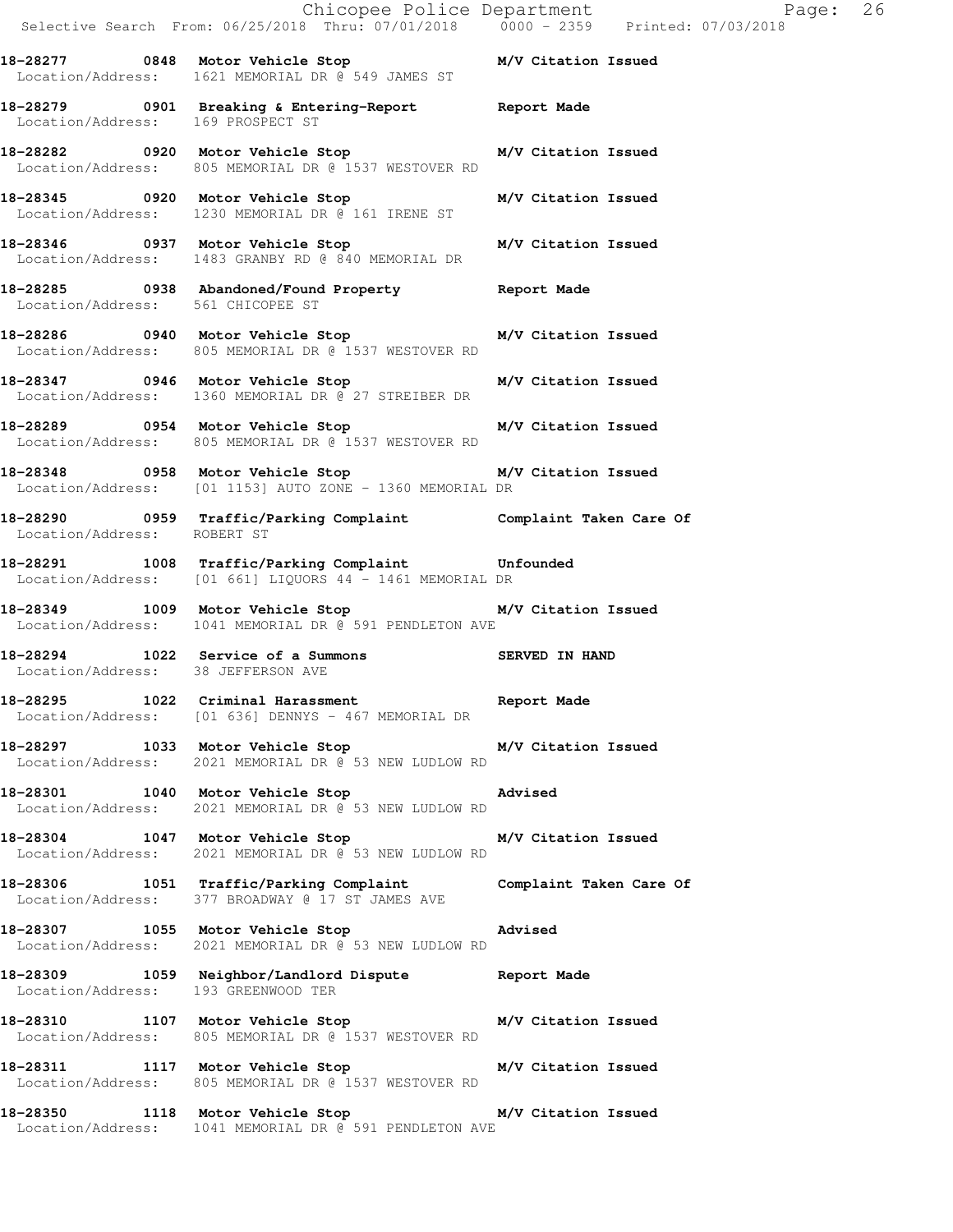**18-28277 0848 Motor Vehicle Stop M/V Citation Issued**
Location/Address: 1621 MEMORIAL DR @ 549 JAMES ST

**18-28279 0901 Breaking & Entering-Report Report Made**
Location/Address: 169 PROSPECT ST

**18-28282 0920 Motor Vehicle Stop M/V Citation Issued**
Location/Address: 805 MEMORIAL DR @ 1537 WESTOVER RD

**18-28345 0920 Motor Vehicle Stop M/V Citation Issued**
Location/Address: 1230 MEMORIAL DR @ 161 IRENE ST

**18-28346 0937 Motor Vehicle Stop M/V Citation Issued**
Location/Address: 1483 GRANBY RD @ 840 MEMORIAL DR

**18-28285 0938 Abandoned/Found Property Report Made**
Location/Address: 561 CHICOPEE ST

**18-28286 0940 Motor Vehicle Stop M/V Citation Issued**
Location/Address: 805 MEMORIAL DR @ 1537 WESTOVER RD

**18-28347 0946 Motor Vehicle Stop M/V Citation Issued**
Location/Address: 1360 MEMORIAL DR @ 27 STREIBER DR

**18-28289 0954 Motor Vehicle Stop M/V Citation Issued**
Location/Address: 805 MEMORIAL DR @ 1537 WESTOVER RD

**18-28348 0958 Motor Vehicle Stop M/V Citation Issued**
Location/Address: [01 1153] AUTO ZONE - 1360 MEMORIAL DR

**18-28290 0959 Traffic/Parking Complaint Complaint Taken Care Of**
Location/Address: ROBERT ST

**18-28291 1008 Traffic/Parking Complaint Unfounded**
Location/Address: [01 661] LIQUORS 44 - 1461 MEMORIAL DR

**18-28349 1009 Motor Vehicle Stop M/V Citation Issued**
Location/Address: 1041 MEMORIAL DR @ 591 PENDLETON AVE

**18-28294 1022 Service of a Summons SERVED IN HAND**
Location/Address: 38 JEFFERSON AVE

**18-28295 1022 Criminal Harassment Report Made**
Location/Address: [01 636] DENNYS - 467 MEMORIAL DR

**18-28297 1033 Motor Vehicle Stop M/V Citation Issued**
Location/Address: 2021 MEMORIAL DR @ 53 NEW LUDLOW RD

**18-28301 1040 Motor Vehicle Stop Advised**
Location/Address: 2021 MEMORIAL DR @ 53 NEW LUDLOW RD

**18-28304 1047 Motor Vehicle Stop M/V Citation Issued**
Location/Address: 2021 MEMORIAL DR @ 53 NEW LUDLOW RD

**18-28306 1051 Traffic/Parking Complaint Complaint Taken Care Of**
Location/Address: 377 BROADWAY @ 17 ST JAMES AVE

**18-28307 1055 Motor Vehicle Stop Advised**
Location/Address: 2021 MEMORIAL DR @ 53 NEW LUDLOW RD

**18-28309 1059 Neighbor/Landlord Dispute Report Made**
Location/Address: 193 GREENWOOD TER

**18-28310 1107 Motor Vehicle Stop M/V Citation Issued**
Location/Address: 805 MEMORIAL DR @ 1537 WESTOVER RD

**18-28311 1117 Motor Vehicle Stop M/V Citation Issued**
Location/Address: 805 MEMORIAL DR @ 1537 WESTOVER RD

**18-28350 1118 Motor Vehicle Stop M/V Citation Issued**
Location/Address: 1041 MEMORIAL DR @ 591 PENDLETON AVE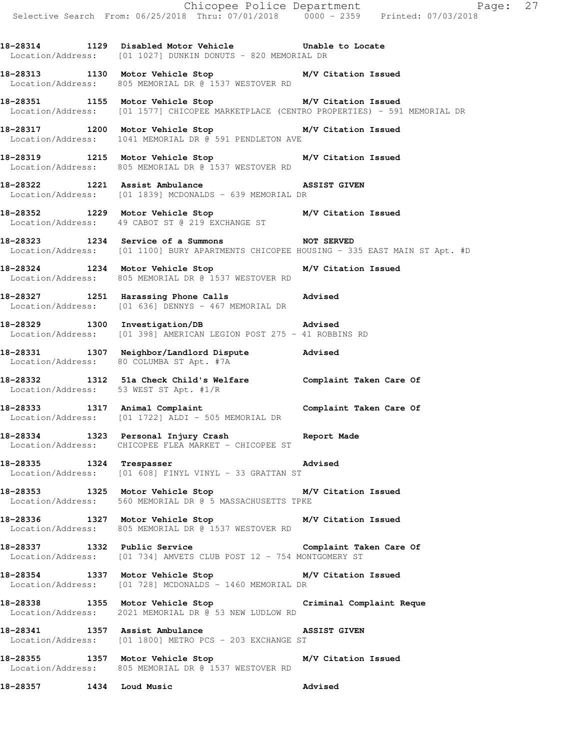**18-28314 1129 Disabled Motor Vehicle Unable to Locate**
Location/Address: [01 1027] DUNKIN DONUTS - 820 MEMORIAL DR

**18-28313 1130 Motor Vehicle Stop M/V Citation Issued**
Location/Address: 805 MEMORIAL DR @ 1537 WESTOVER RD

**18-28351 1155 Motor Vehicle Stop M/V Citation Issued**
Location/Address: [01 1577] CHICOPEE MARKETPLACE (CENTRO PROPERTIES) - 591 MEMORIAL DR

**18-28317 1200 Motor Vehicle Stop M/V Citation Issued**
Location/Address: 1041 MEMORIAL DR @ 591 PENDLETON AVE

**18-28319 1215 Motor Vehicle Stop M/V Citation Issued**
Location/Address: 805 MEMORIAL DR @ 1537 WESTOVER RD

**18-28322 1221 Assist Ambulance ASSIST GIVEN**
Location/Address: [01 1839] MCDONALDS - 639 MEMORIAL DR

**18-28352 1229 Motor Vehicle Stop M/V Citation Issued**
Location/Address: 49 CABOT ST @ 219 EXCHANGE ST

**18-28323 1234 Service of a Summons NOT SERVED**
Location/Address: [01 1100] BURY APARTMENTS CHICOPEE HOUSING - 335 EAST MAIN ST Apt. #D

**18-28324 1234 Motor Vehicle Stop M/V Citation Issued**
Location/Address: 805 MEMORIAL DR @ 1537 WESTOVER RD

**18-28327 1251 Harassing Phone Calls Advised**
Location/Address: [01 636] DENNYS - 467 MEMORIAL DR

**18-28329 1300 Investigation/DB Advised**
Location/Address: [01 398] AMERICAN LEGION POST 275 - 41 ROBBINS RD

**18-28331 1307 Neighbor/Landlord Dispute Advised**
Location/Address: 80 COLUMBA ST Apt. #7A

**18-28332 1312 51a Check Child's Welfare Complaint Taken Care Of**
Location/Address: 53 WEST ST Apt. #1/R

**18-28333 1317 Animal Complaint Complaint Taken Care Of**
Location/Address: [01 1722] ALDI - 505 MEMORIAL DR

**18-28334 1323 Personal Injury Crash Report Made**
Location/Address: CHICOPEE FLEA MARKET - CHICOPEE ST

**18-28335 1324 Trespasser Advised**
Location/Address: [01 608] FINYL VINYL - 33 GRATTAN ST

**18-28353 1325 Motor Vehicle Stop M/V Citation Issued**
Location/Address: 560 MEMORIAL DR @ 5 MASSACHUSETTS TPKE

**18-28336 1327 Motor Vehicle Stop M/V Citation Issued**
Location/Address: 805 MEMORIAL DR @ 1537 WESTOVER RD

**18-28337 1332 Public Service Complaint Taken Care Of**
Location/Address: [01 734] AMVETS CLUB POST 12 - 754 MONTGOMERY ST

**18-28354 1337 Motor Vehicle Stop M/V Citation Issued**
Location/Address: [01 728] MCDONALDS - 1460 MEMORIAL DR

**18-28338 1355 Motor Vehicle Stop Criminal Complaint Reque**
Location/Address: 2021 MEMORIAL DR @ 53 NEW LUDLOW RD

**18-28341 1357 Assist Ambulance ASSIST GIVEN**
Location/Address: [01 1800] METRO PCS - 203 EXCHANGE ST

**18-28355 1357 Motor Vehicle Stop M/V Citation Issued**
Location/Address: 805 MEMORIAL DR @ 1537 WESTOVER RD

**18-28357 1434 Loud Music Advised**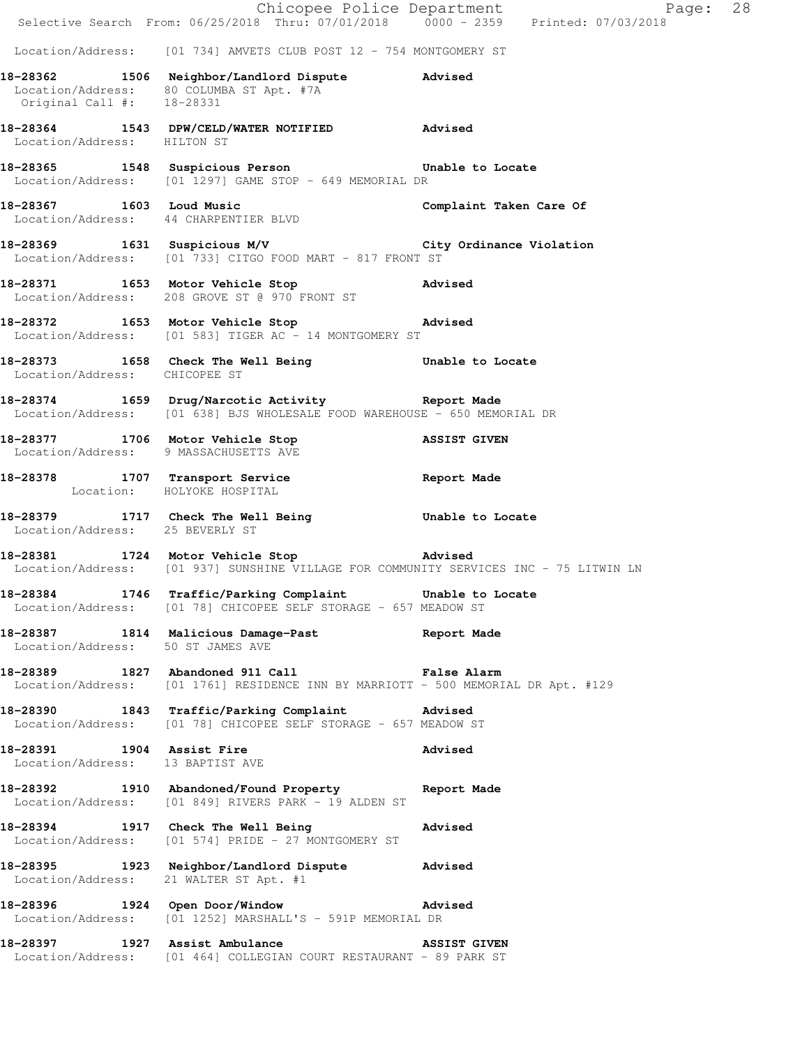Location/Address: [01 734] AMVETS CLUB POST 12 - 754 MONTGOMERY ST

**18-28362 1506 Neighbor/Landlord Dispute Advised**
Location/Address: 80 COLUMBA ST Apt. #7A
Original Call #: 18-28331

**18-28364 1543 DPW/CELD/WATER NOTIFIED Advised**
Location/Address: HILTON ST

**18-28365 1548 Suspicious Person Unable to Locate**
Location/Address: [01 1297] GAME STOP - 649 MEMORIAL DR

**18-28367 1603 Loud Music Complaint Taken Care Of**
Location/Address: 44 CHARPENTIER BLVD

**18-28369 1631 Suspicious M/V City Ordinance Violation**
Location/Address: [01 733] CITGO FOOD MART - 817 FRONT ST

**18-28371 1653 Motor Vehicle Stop Advised**
Location/Address: 208 GROVE ST @ 970 FRONT ST

**18-28372 1653 Motor Vehicle Stop Advised**
Location/Address: [01 583] TIGER AC - 14 MONTGOMERY ST

**18-28373 1658 Check The Well Being Unable to Locate**
Location/Address: CHICOPEE ST

**18-28374 1659 Drug/Narcotic Activity Report Made**
Location/Address: [01 638] BJS WHOLESALE FOOD WAREHOUSE - 650 MEMORIAL DR

**18-28377 1706 Motor Vehicle Stop ASSIST GIVEN**
Location/Address: 9 MASSACHUSETTS AVE

**18-28378 1707 Transport Service Report Made**
Location: HOLYOKE HOSPITAL

**18-28379 1717 Check The Well Being Unable to Locate**
Location/Address: 25 BEVERLY ST

**18-28381 1724 Motor Vehicle Stop Advised**
Location/Address: [01 937] SUNSHINE VILLAGE FOR COMMUNITY SERVICES INC - 75 LITWIN LN

**18-28384 1746 Traffic/Parking Complaint Unable to Locate**
Location/Address: [01 78] CHICOPEE SELF STORAGE - 657 MEADOW ST

**18-28387 1814 Malicious Damage-Past Report Made**
Location/Address: 50 ST JAMES AVE

**18-28389 1827 Abandoned 911 Call False Alarm**
Location/Address: [01 1761] RESIDENCE INN BY MARRIOTT - 500 MEMORIAL DR Apt. #129

**18-28390 1843 Traffic/Parking Complaint Advised**
Location/Address: [01 78] CHICOPEE SELF STORAGE - 657 MEADOW ST

**18-28391 1904 Assist Fire Advised**
Location/Address: 13 BAPTIST AVE

**18-28392 1910 Abandoned/Found Property Report Made**
Location/Address: [01 849] RIVERS PARK - 19 ALDEN ST

**18-28394 1917 Check The Well Being Advised**
Location/Address: [01 574] PRIDE - 27 MONTGOMERY ST

**18-28395 1923 Neighbor/Landlord Dispute Advised**
Location/Address: 21 WALTER ST Apt. #1

**18-28396 1924 Open Door/Window Advised**
Location/Address: [01 1252] MARSHALL'S - 591P MEMORIAL DR

**18-28397 1927 Assist Ambulance ASSIST GIVEN**
Location/Address: [01 464] COLLEGIAN COURT RESTAURANT - 89 PARK ST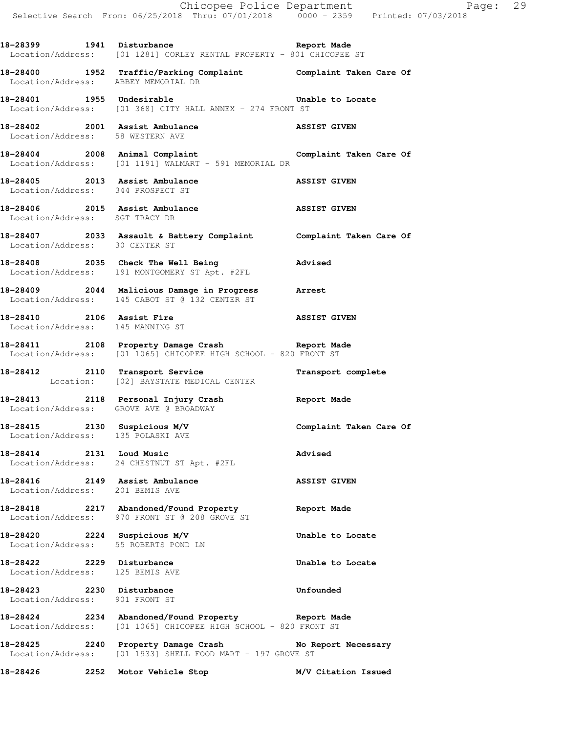**18-28399 1941 Disturbance Report Made**
Location/Address: [01 1281] CORLEY RENTAL PROPERTY - 801 CHICOPEE ST

**18-28400 1952 Traffic/Parking Complaint Complaint Taken Care Of**
Location/Address: ABBEY MEMORIAL DR

**18-28401 1955 Undesirable Unable to Locate**
Location/Address: [01 368] CITY HALL ANNEX - 274 FRONT ST

**18-28402 2001 Assist Ambulance ASSIST GIVEN**
Location/Address: 58 WESTERN AVE

**18-28404 2008 Animal Complaint Complaint Taken Care Of**
Location/Address: [01 1191] WALMART - 591 MEMORIAL DR

**18-28405 2013 Assist Ambulance ASSIST GIVEN**
Location/Address: 344 PROSPECT ST

**18-28406 2015 Assist Ambulance ASSIST GIVEN**
Location/Address: SGT TRACY DR

**18-28407 2033 Assault & Battery Complaint Complaint Taken Care Of**
Location/Address: 30 CENTER ST

**18-28408 2035 Check The Well Being Advised**
Location/Address: 191 MONTGOMERY ST Apt. #2FL

**18-28409 2044 Malicious Damage in Progress Arrest**
Location/Address: 145 CABOT ST @ 132 CENTER ST

**18-28410 2106 Assist Fire ASSIST GIVEN**
Location/Address: 145 MANNING ST

**18-28411 2108 Property Damage Crash Report Made**
Location/Address: [01 1065] CHICOPEE HIGH SCHOOL - 820 FRONT ST

**18-28412 2110 Transport Service Transport complete**
Location: [02] BAYSTATE MEDICAL CENTER

**18-28413 2118 Personal Injury Crash Report Made**
Location/Address: GROVE AVE @ BROADWAY

**18-28415 2130 Suspicious M/V Complaint Taken Care Of**
Location/Address: 135 POLASKI AVE

**18-28414 2131 Loud Music Advised**
Location/Address: 24 CHESTNUT ST Apt. #2FL

**18-28416 2149 Assist Ambulance ASSIST GIVEN**
Location/Address: 201 BEMIS AVE

**18-28418 2217 Abandoned/Found Property Report Made**
Location/Address: 970 FRONT ST @ 208 GROVE ST

**18-28420 2224 Suspicious M/V Unable to Locate**
Location/Address: 55 ROBERTS POND LN

**18-28422 2229 Disturbance Unable to Locate**
Location/Address: 125 BEMIS AVE

**18-28423 2230 Disturbance Unfounded**
Location/Address: 901 FRONT ST

**18-28424 2234 Abandoned/Found Property Report Made**
Location/Address: [01 1065] CHICOPEE HIGH SCHOOL - 820 FRONT ST

**18-28425 2240 Property Damage Crash No Report Necessary**
Location/Address: [01 1933] SHELL FOOD MART - 197 GROVE ST

**18-28426 2252 Motor Vehicle Stop M/V Citation Issued**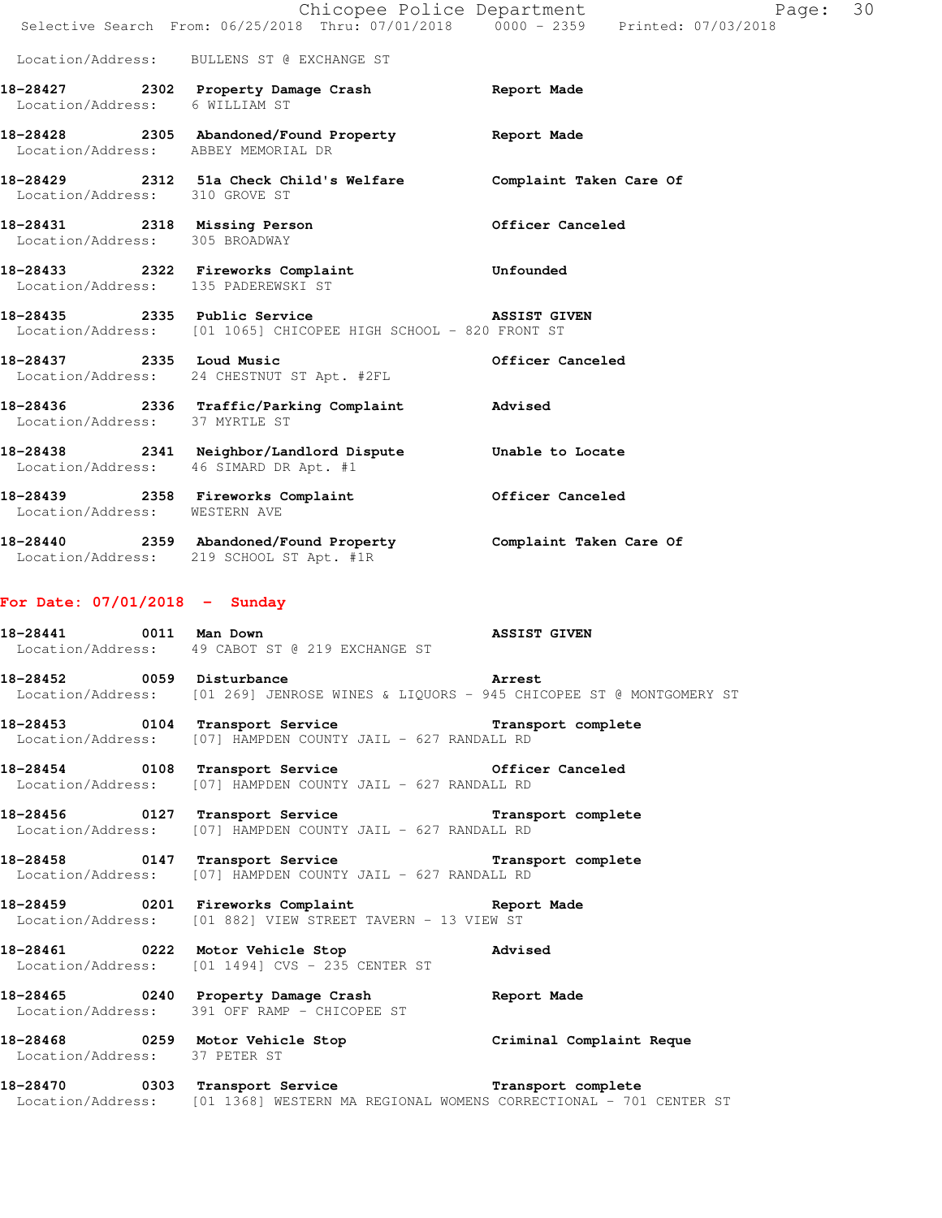Location/Address: BULLENS ST @ EXCHANGE ST

**18-28427 2302 Property Damage Crash** Report Made
Location/Address: 6 WILLIAM ST

**18-28428 2305 Abandoned/Found Property** Report Made
Location/Address: ABBEY MEMORIAL DR

**18-28429 2312 51a Check Child's Welfare** Complaint Taken Care Of
Location/Address: 310 GROVE ST

**18-28431 2318 Missing Person** Officer Canceled
Location/Address: 305 BROADWAY

**18-28433 2322 Fireworks Complaint** Unfounded
Location/Address: 135 PADEREWSKI ST

**18-28435 2335 Public Service** ASSIST GIVEN
Location/Address: [01 1065] CHICOPEE HIGH SCHOOL - 820 FRONT ST

**18-28437 2335 Loud Music** Officer Canceled
Location/Address: 24 CHESTNUT ST Apt. #2FL

**18-28436 2336 Traffic/Parking Complaint** Advised
Location/Address: 37 MYRTLE ST

**18-28438 2341 Neighbor/Landlord Dispute** Unable to Locate
Location/Address: 46 SIMARD DR Apt. #1

**18-28439 2358 Fireworks Complaint** Officer Canceled
Location/Address: WESTERN AVE

**18-28440 2359 Abandoned/Found Property** Complaint Taken Care Of
Location/Address: 219 SCHOOL ST Apt. #1R

## For Date: 07/01/2018 - Sunday

**18-28441 0011 Man Down** ASSIST GIVEN
Location/Address: 49 CABOT ST @ 219 EXCHANGE ST

**18-28452 0059 Disturbance** Arrest
Location/Address: [01 269] JENROSE WINES & LIQUORS - 945 CHICOPEE ST @ MONTGOMERY ST

**18-28453 0104 Transport Service** Transport complete
Location/Address: [07] HAMPDEN COUNTY JAIL - 627 RANDALL RD

**18-28454 0108 Transport Service** Officer Canceled
Location/Address: [07] HAMPDEN COUNTY JAIL - 627 RANDALL RD

**18-28456 0127 Transport Service** Transport complete
Location/Address: [07] HAMPDEN COUNTY JAIL - 627 RANDALL RD

**18-28458 0147 Transport Service** Transport complete
Location/Address: [07] HAMPDEN COUNTY JAIL - 627 RANDALL RD

**18-28459 0201 Fireworks Complaint** Report Made
Location/Address: [01 882] VIEW STREET TAVERN - 13 VIEW ST

**18-28461 0222 Motor Vehicle Stop** Advised
Location/Address: [01 1494] CVS - 235 CENTER ST

**18-28465 0240 Property Damage Crash** Report Made
Location/Address: 391 OFF RAMP - CHICOPEE ST

**18-28468 0259 Motor Vehicle Stop** Criminal Complaint Reque
Location/Address: 37 PETER ST

**18-28470 0303 Transport Service** Transport complete
Location/Address: [01 1368] WESTERN MA REGIONAL WOMENS CORRECTIONAL - 701 CENTER ST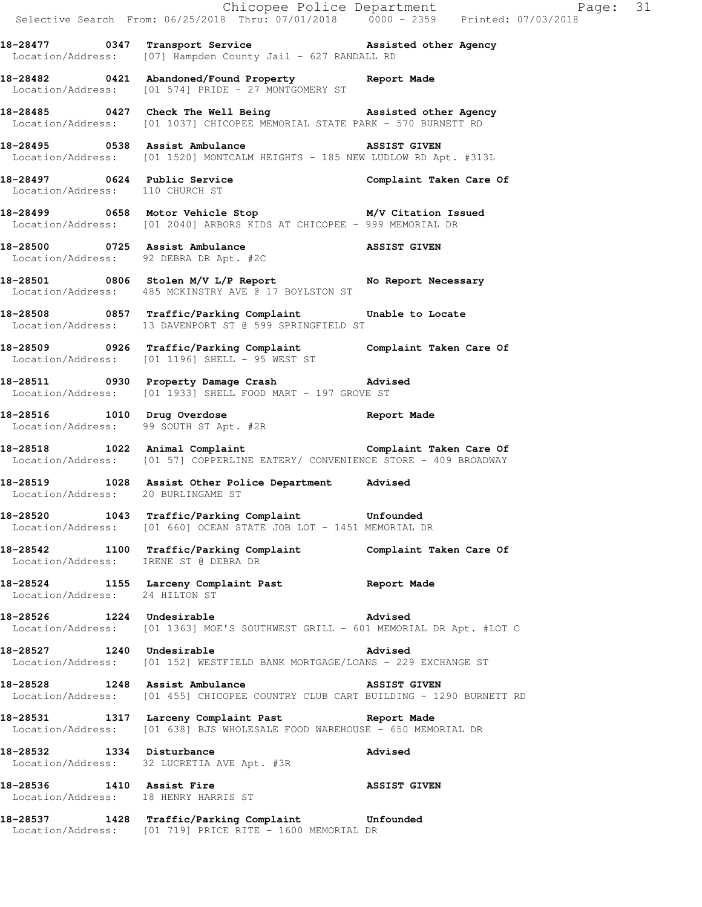18-28477 0347 Transport Service Assisted other Agency
Location/Address: [07] Hampden County Jail - 627 RANDALL RD

18-28482 0421 Abandoned/Found Property Report Made
Location/Address: [01 574] PRIDE - 27 MONTGOMERY ST

18-28485 0427 Check The Well Being Assisted other Agency
Location/Address: [01 1037] CHICOPEE MEMORIAL STATE PARK - 570 BURNETT RD

18-28495 0538 Assist Ambulance ASSIST GIVEN
Location/Address: [01 1520] MONTCALM HEIGHTS - 185 NEW LUDLOW RD Apt. #313L

18-28497 0624 Public Service Complaint Taken Care Of
Location/Address: 110 CHURCH ST

18-28499 0658 Motor Vehicle Stop M/V Citation Issued
Location/Address: [01 2040] ARBORS KIDS AT CHICOPEE - 999 MEMORIAL DR

18-28500 0725 Assist Ambulance ASSIST GIVEN
Location/Address: 92 DEBRA DR Apt. #2C

18-28501 0806 Stolen M/V L/P Report No Report Necessary
Location/Address: 485 MCKINSTRY AVE @ 17 BOYLSTON ST

18-28508 0857 Traffic/Parking Complaint Unable to Locate
Location/Address: 13 DAVENPORT ST @ 599 SPRINGFIELD ST

18-28509 0926 Traffic/Parking Complaint Complaint Taken Care Of
Location/Address: [01 1196] SHELL - 95 WEST ST

18-28511 0930 Property Damage Crash Advised
Location/Address: [01 1933] SHELL FOOD MART - 197 GROVE ST

18-28516 1010 Drug Overdose Report Made
Location/Address: 99 SOUTH ST Apt. #2R

18-28518 1022 Animal Complaint Complaint Taken Care Of
Location/Address: [01 57] COPPERLINE EATERY/ CONVENIENCE STORE - 409 BROADWAY

18-28519 1028 Assist Other Police Department Advised
Location/Address: 20 BURLINGAME ST

18-28520 1043 Traffic/Parking Complaint Unfounded
Location/Address: [01 660] OCEAN STATE JOB LOT - 1451 MEMORIAL DR

18-28542 1100 Traffic/Parking Complaint Complaint Taken Care Of
Location/Address: IRENE ST @ DEBRA DR

18-28524 1155 Larceny Complaint Past Report Made
Location/Address: 24 HILTON ST

18-28526 1224 Undesirable Advised
Location/Address: [01 1363] MOE'S SOUTHWEST GRILL - 601 MEMORIAL DR Apt. #LOT C

18-28527 1240 Undesirable Advised
Location/Address: [01 152] WESTFIELD BANK MORTGAGE/LOANS - 229 EXCHANGE ST

18-28528 1248 Assist Ambulance ASSIST GIVEN
Location/Address: [01 455] CHICOPEE COUNTRY CLUB CART BUILDING - 1290 BURNETT RD

18-28531 1317 Larceny Complaint Past Report Made
Location/Address: [01 638] BJS WHOLESALE FOOD WAREHOUSE - 650 MEMORIAL DR

18-28532 1334 Disturbance Advised
Location/Address: 32 LUCRETIA AVE Apt. #3R

18-28536 1410 Assist Fire ASSIST GIVEN
Location/Address: 18 HENRY HARRIS ST

18-28537 1428 Traffic/Parking Complaint Unfounded
Location/Address: [01 719] PRICE RITE - 1600 MEMORIAL DR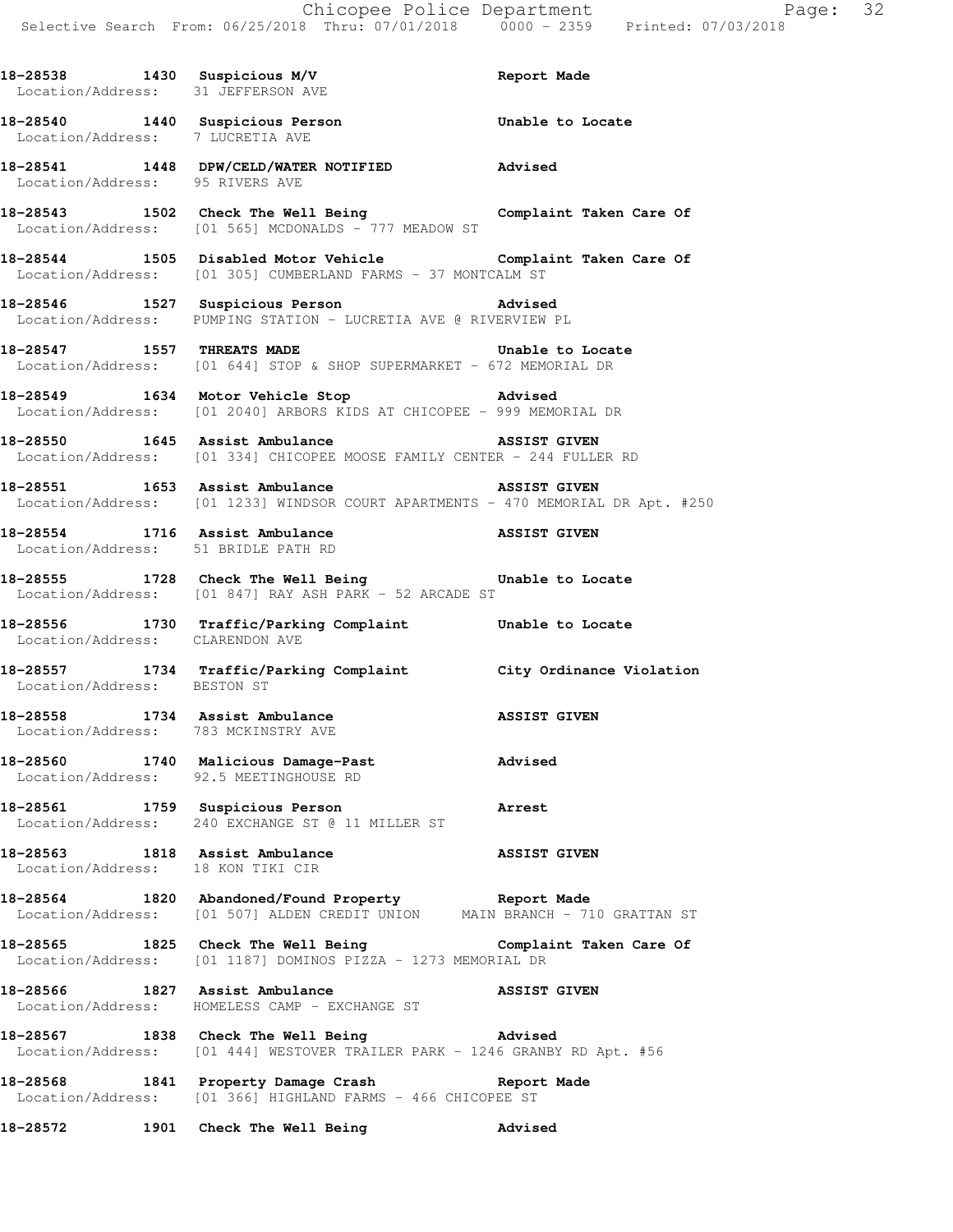18-28538 1430 Suspicious M/V Report Made
Location/Address: 31 JEFFERSON AVE

18-28540 1440 Suspicious Person Unable to Locate
Location/Address: 7 LUCRETIA AVE

18-28541 1448 DPW/CELD/WATER NOTIFIED Advised
Location/Address: 95 RIVERS AVE

18-28543 1502 Check The Well Being Complaint Taken Care Of
Location/Address: [01 565] MCDONALDS - 777 MEADOW ST

18-28544 1505 Disabled Motor Vehicle Complaint Taken Care Of
Location/Address: [01 305] CUMBERLAND FARMS - 37 MONTCALM ST

18-28546 1527 Suspicious Person Advised
Location/Address: PUMPING STATION - LUCRETIA AVE @ RIVERVIEW PL

18-28547 1557 THREATS MADE Unable to Locate
Location/Address: [01 644] STOP & SHOP SUPERMARKET - 672 MEMORIAL DR

18-28549 1634 Motor Vehicle Stop Advised
Location/Address: [01 2040] ARBORS KIDS AT CHICOPEE - 999 MEMORIAL DR

18-28550 1645 Assist Ambulance ASSIST GIVEN
Location/Address: [01 334] CHICOPEE MOOSE FAMILY CENTER - 244 FULLER RD

18-28551 1653 Assist Ambulance ASSIST GIVEN
Location/Address: [01 1233] WINDSOR COURT APARTMENTS - 470 MEMORIAL DR Apt. #250

18-28554 1716 Assist Ambulance ASSIST GIVEN
Location/Address: 51 BRIDLE PATH RD

18-28555 1728 Check The Well Being Unable to Locate
Location/Address: [01 847] RAY ASH PARK - 52 ARCADE ST

18-28556 1730 Traffic/Parking Complaint Unable to Locate
Location/Address: CLARENDON AVE

18-28557 1734 Traffic/Parking Complaint City Ordinance Violation
Location/Address: BESTON ST

18-28558 1734 Assist Ambulance ASSIST GIVEN
Location/Address: 783 MCKINSTRY AVE

18-28560 1740 Malicious Damage-Past Advised
Location/Address: 92.5 MEETINGHOUSE RD

18-28561 1759 Suspicious Person Arrest
Location/Address: 240 EXCHANGE ST @ 11 MILLER ST

18-28563 1818 Assist Ambulance ASSIST GIVEN
Location/Address: 18 KON TIKI CIR

18-28564 1820 Abandoned/Found Property Report Made
Location/Address: [01 507] ALDEN CREDIT UNION MAIN BRANCH - 710 GRATTAN ST

18-28565 1825 Check The Well Being Complaint Taken Care Of
Location/Address: [01 1187] DOMINOS PIZZA - 1273 MEMORIAL DR

18-28566 1827 Assist Ambulance ASSIST GIVEN
Location/Address: HOMELESS CAMP - EXCHANGE ST

18-28567 1838 Check The Well Being Advised
Location/Address: [01 444] WESTOVER TRAILER PARK - 1246 GRANBY RD Apt. #56

18-28568 1841 Property Damage Crash Report Made
Location/Address: [01 366] HIGHLAND FARMS - 466 CHICOPEE ST

18-28572 1901 Check The Well Being Advised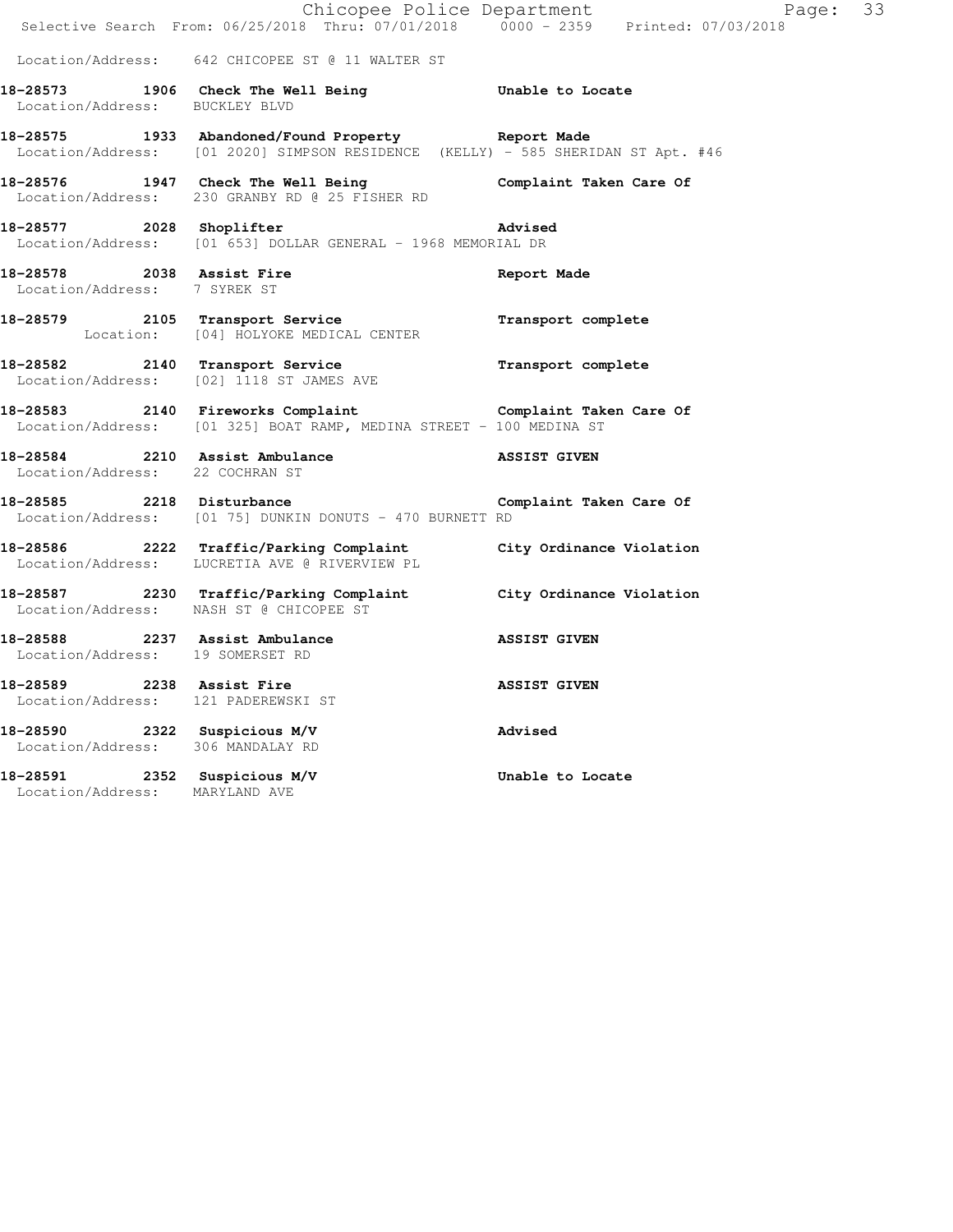Location/Address: 642 CHICOPEE ST @ 11 WALTER ST

**18-28573 1906 Check The Well Being** **Unable to Locate**
Location/Address: BUCKLEY BLVD

**18-28575 1933 Abandoned/Found Property** **Report Made**
Location/Address: [01 2020] SIMPSON RESIDENCE (KELLY) - 585 SHERIDAN ST Apt. #46

**18-28576 1947 Check The Well Being** **Complaint Taken Care Of**
Location/Address: 230 GRANBY RD @ 25 FISHER RD

**18-28577 2028 Shoplifter** **Advised**
Location/Address: [01 653] DOLLAR GENERAL - 1968 MEMORIAL DR

**18-28578 2038 Assist Fire** **Report Made**
Location/Address: 7 SYREK ST

**18-28579 2105 Transport Service** **Transport complete**
Location: [04] HOLYOKE MEDICAL CENTER

**18-28582 2140 Transport Service** **Transport complete**
Location/Address: [02] 1118 ST JAMES AVE

**18-28583 2140 Fireworks Complaint** **Complaint Taken Care Of**
Location/Address: [01 325] BOAT RAMP, MEDINA STREET - 100 MEDINA ST

**18-28584 2210 Assist Ambulance** **ASSIST GIVEN**
Location/Address: 22 COCHRAN ST

**18-28585 2218 Disturbance** **Complaint Taken Care Of**
Location/Address: [01 75] DUNKIN DONUTS - 470 BURNETT RD

**18-28586 2222 Traffic/Parking Complaint** **City Ordinance Violation**
Location/Address: LUCRETIA AVE @ RIVERVIEW PL

**18-28587 2230 Traffic/Parking Complaint** **City Ordinance Violation**
Location/Address: NASH ST @ CHICOPEE ST

**18-28588 2237 Assist Ambulance** **ASSIST GIVEN**
Location/Address: 19 SOMERSET RD

**18-28589 2238 Assist Fire** **ASSIST GIVEN**
Location/Address: 121 PADEREWSKI ST

**18-28590 2322 Suspicious M/V** **Advised**
Location/Address: 306 MANDALAY RD

**18-28591 2352 Suspicious M/V** **Unable to Locate**
Location/Address: MARYLAND AVE